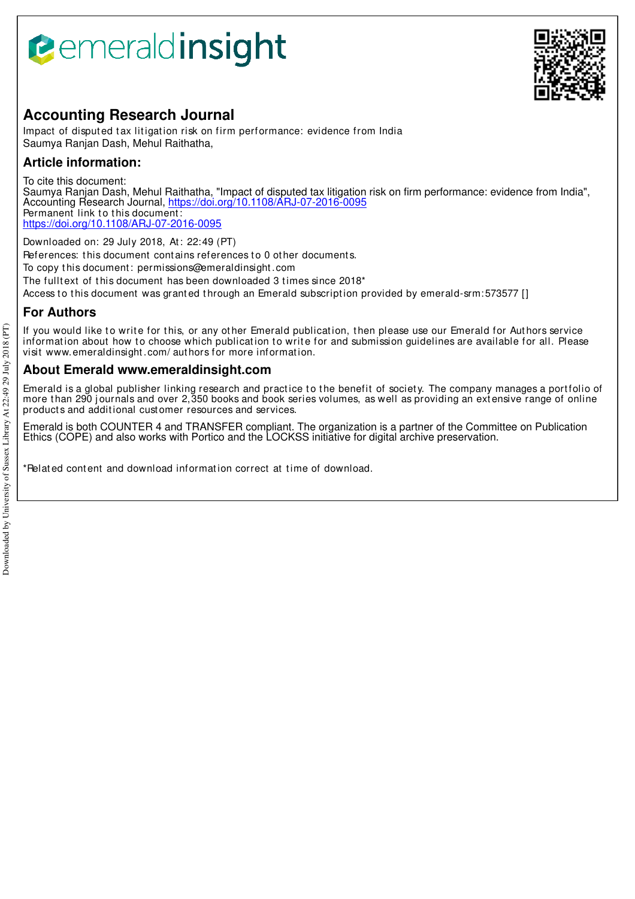# Accounting Research Journal

Impact of disputed tax litigation risk on firm performance: evidence from India
Saumya Ranjan Dash, Mehul Raithatha,

## Article information:

To cite this document:
Saumya Ranjan Dash, Mehul Raithatha, "Impact of disputed tax litigation risk on firm performance: evidence from India", Accounting Research Journal, https://doi.org/10.1108/ARJ-07-2016-0095
Permanent link to this document:
https://doi.org/10.1108/ARJ-07-2016-0095

Downloaded on: 29 July 2018, At: 22:49 (PT)
References: this document contains references to 0 other documents.
To copy this document: permissions@emeraldinsight.com
The fulltext of this document has been downloaded 3 times since 2018*
Access to this document was granted through an Emerald subscription provided by emerald-srm:573577 []

## For Authors

If you would like to write for this, or any other Emerald publication, then please use our Emerald for Authors service information about how to choose which publication to write for and submission guidelines are available for all. Please visit www.emeraldinsight.com/authors for more information.

## About Emerald www.emeraldinsight.com

Emerald is a global publisher linking research and practice to the benefit of society. The company manages a portfolio of more than 290 journals and over 2,350 books and book series volumes, as well as providing an extensive range of online products and additional customer resources and services.

Emerald is both COUNTER 4 and TRANSFER compliant. The organization is a partner of the Committee on Publication Ethics (COPE) and also works with Portico and the LOCKSS initiative for digital archive preservation.

*Related content and download information correct at time of download.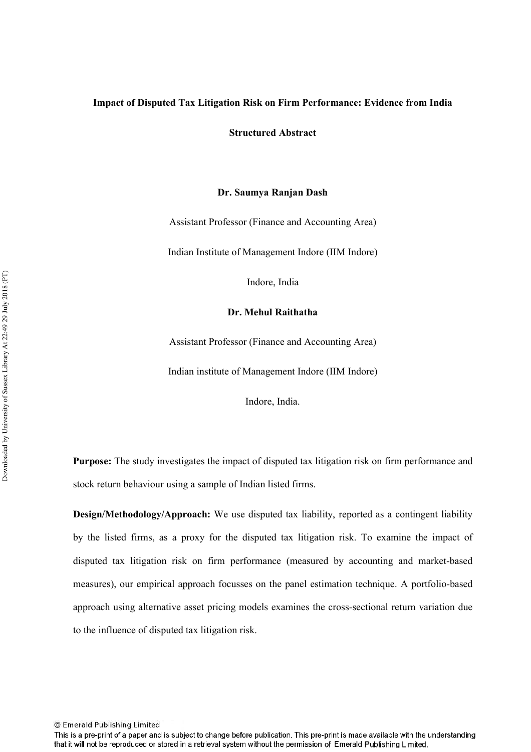**Impact of Disputed Tax Litigation Risk on Firm Performance: Evidence from India**

**Structured Abstract**

**Dr. Saumya Ranjan Dash**

Assistant Professor (Finance and Accounting Area)

Indian Institute of Management Indore (IIM Indore)

Indore, India

**Dr. Mehul Raithatha**

Assistant Professor (Finance and Accounting Area)

Indian institute of Management Indore (IIM Indore)

Indore, India.

**Purpose:** The study investigates the impact of disputed tax litigation risk on firm performance and stock return behaviour using a sample of Indian listed firms.

**Design/Methodology/Approach:** We use disputed tax liability, reported as a contingent liability by the listed firms, as a proxy for the disputed tax litigation risk. To examine the impact of disputed tax litigation risk on firm performance (measured by accounting and market-based measures), our empirical approach focusses on the panel estimation technique. A portfolio-based approach using alternative asset pricing models examines the cross-sectional return variation due to the influence of disputed tax litigation risk.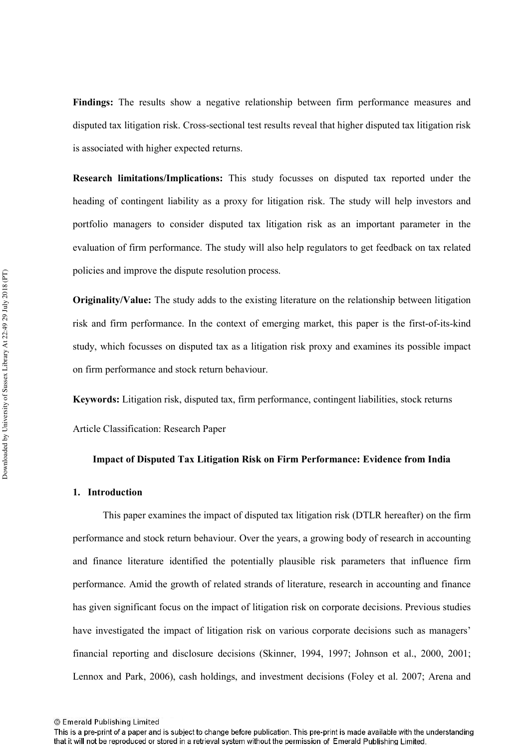**Findings:** The results show a negative relationship between firm performance measures and disputed tax litigation risk. Cross-sectional test results reveal that higher disputed tax litigation risk is associated with higher expected returns.

**Research limitations/Implications:** This study focusses on disputed tax reported under the heading of contingent liability as a proxy for litigation risk. The study will help investors and portfolio managers to consider disputed tax litigation risk as an important parameter in the evaluation of firm performance. The study will also help regulators to get feedback on tax related policies and improve the dispute resolution process.

**Originality/Value:** The study adds to the existing literature on the relationship between litigation risk and firm performance. In the context of emerging market, this paper is the first-of-its-kind study, which focusses on disputed tax as a litigation risk proxy and examines its possible impact on firm performance and stock return behaviour.

**Keywords:** Litigation risk, disputed tax, firm performance, contingent liabilities, stock returns

Article Classification: Research Paper

**Impact of Disputed Tax Litigation Risk on Firm Performance: Evidence from India**

## 1. Introduction

This paper examines the impact of disputed tax litigation risk (DTLR hereafter) on the firm performance and stock return behaviour. Over the years, a growing body of research in accounting and finance literature identified the potentially plausible risk parameters that influence firm performance. Amid the growth of related strands of literature, research in accounting and finance has given significant focus on the impact of litigation risk on corporate decisions. Previous studies have investigated the impact of litigation risk on various corporate decisions such as managers' financial reporting and disclosure decisions (Skinner, 1994, 1997; Johnson et al., 2000, 2001; Lennox and Park, 2006), cash holdings, and investment decisions (Foley et al. 2007; Arena and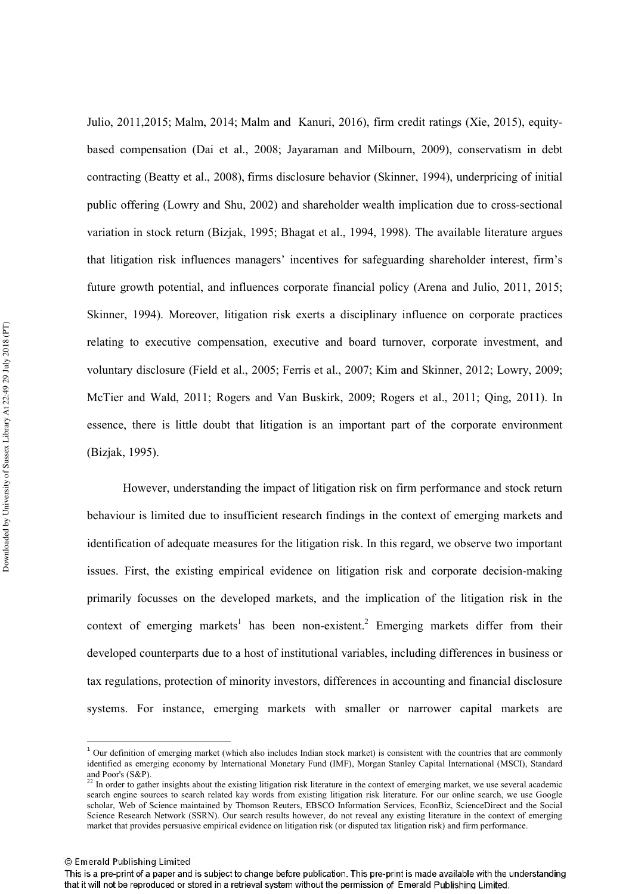Julio, 2011,2015; Malm, 2014; Malm and Kanuri, 2016), firm credit ratings (Xie, 2015), equity-based compensation (Dai et al., 2008; Jayaraman and Milbourn, 2009), conservatism in debt contracting (Beatty et al., 2008), firms disclosure behavior (Skinner, 1994), underpricing of initial public offering (Lowry and Shu, 2002) and shareholder wealth implication due to cross-sectional variation in stock return (Bizjak, 1995; Bhagat et al., 1994, 1998). The available literature argues that litigation risk influences managers' incentives for safeguarding shareholder interest, firm's future growth potential, and influences corporate financial policy (Arena and Julio, 2011, 2015; Skinner, 1994). Moreover, litigation risk exerts a disciplinary influence on corporate practices relating to executive compensation, executive and board turnover, corporate investment, and voluntary disclosure (Field et al., 2005; Ferris et al., 2007; Kim and Skinner, 2012; Lowry, 2009; McTier and Wald, 2011; Rogers and Van Buskirk, 2009; Rogers et al., 2011; Qing, 2011). In essence, there is little doubt that litigation is an important part of the corporate environment (Bizjak, 1995).

However, understanding the impact of litigation risk on firm performance and stock return behaviour is limited due to insufficient research findings in the context of emerging markets and identification of adequate measures for the litigation risk. In this regard, we observe two important issues. First, the existing empirical evidence on litigation risk and corporate decision-making primarily focusses on the developed markets, and the implication of the litigation risk in the context of emerging markets[1] has been non-existent.[2] Emerging markets differ from their developed counterparts due to a host of institutional variables, including differences in business or tax regulations, protection of minority investors, differences in accounting and financial disclosure systems. For instance, emerging markets with smaller or narrower capital markets are

---

[1] Our definition of emerging market (which also includes Indian stock market) is consistent with the countries that are commonly identified as emerging economy by International Monetary Fund (IMF), Morgan Stanley Capital International (MSCI), Standard and Poor's (S&P).

[22] In order to gather insights about the existing litigation risk literature in the context of emerging market, we use several academic search engine sources to search related kay words from existing litigation risk literature. For our online search, we use Google scholar, Web of Science maintained by Thomson Reuters, EBSCO Information Services, EconBiz, ScienceDirect and the Social Science Research Network (SSRN). Our search results however, do not reveal any existing literature in the context of emerging market that provides persuasive empirical evidence on litigation risk (or disputed tax litigation risk) and firm performance.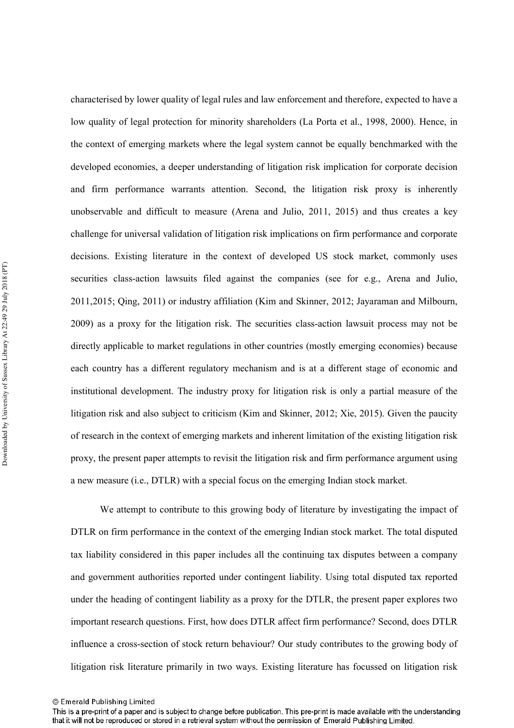characterised by lower quality of legal rules and law enforcement and therefore, expected to have a low quality of legal protection for minority shareholders (La Porta et al., 1998, 2000). Hence, in the context of emerging markets where the legal system cannot be equally benchmarked with the developed economies, a deeper understanding of litigation risk implication for corporate decision and firm performance warrants attention. Second, the litigation risk proxy is inherently unobservable and difficult to measure (Arena and Julio, 2011, 2015) and thus creates a key challenge for universal validation of litigation risk implications on firm performance and corporate decisions. Existing literature in the context of developed US stock market, commonly uses securities class-action lawsuits filed against the companies (see for e.g., Arena and Julio, 2011,2015; Qing, 2011) or industry affiliation (Kim and Skinner, 2012; Jayaraman and Milbourn, 2009) as a proxy for the litigation risk. The securities class-action lawsuit process may not be directly applicable to market regulations in other countries (mostly emerging economies) because each country has a different regulatory mechanism and is at a different stage of economic and institutional development. The industry proxy for litigation risk is only a partial measure of the litigation risk and also subject to criticism (Kim and Skinner, 2012; Xie, 2015). Given the paucity of research in the context of emerging markets and inherent limitation of the existing litigation risk proxy, the present paper attempts to revisit the litigation risk and firm performance argument using a new measure (i.e., DTLR) with a special focus on the emerging Indian stock market.

We attempt to contribute to this growing body of literature by investigating the impact of DTLR on firm performance in the context of the emerging Indian stock market. The total disputed tax liability considered in this paper includes all the continuing tax disputes between a company and government authorities reported under contingent liability. Using total disputed tax reported under the heading of contingent liability as a proxy for the DTLR, the present paper explores two important research questions. First, how does DTLR affect firm performance? Second, does DTLR influence a cross-section of stock return behaviour? Our study contributes to the growing body of litigation risk literature primarily in two ways. Existing literature has focussed on litigation risk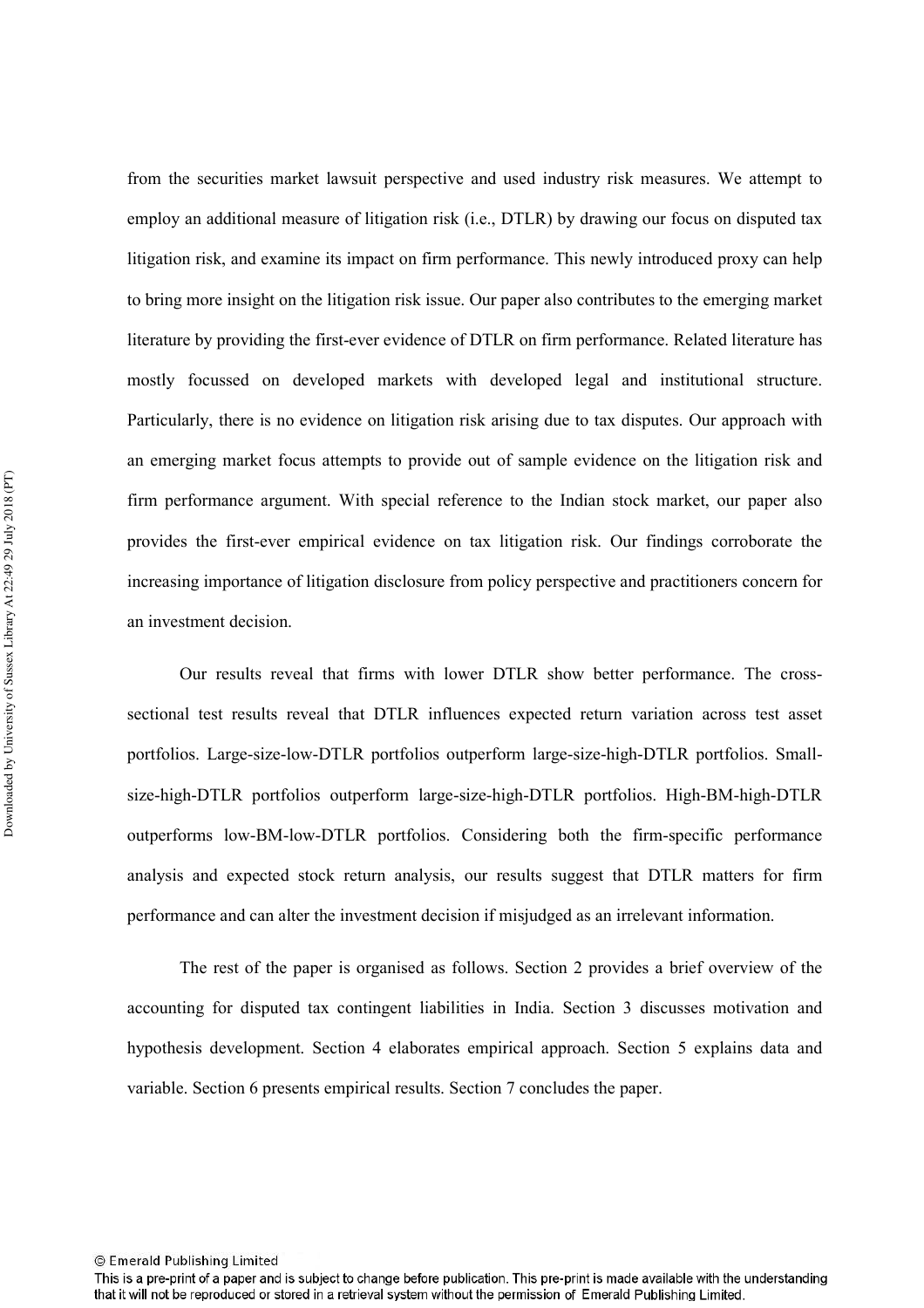from the securities market lawsuit perspective and used industry risk measures. We attempt to employ an additional measure of litigation risk (i.e., DTLR) by drawing our focus on disputed tax litigation risk, and examine its impact on firm performance. This newly introduced proxy can help to bring more insight on the litigation risk issue. Our paper also contributes to the emerging market literature by providing the first-ever evidence of DTLR on firm performance. Related literature has mostly focussed on developed markets with developed legal and institutional structure. Particularly, there is no evidence on litigation risk arising due to tax disputes. Our approach with an emerging market focus attempts to provide out of sample evidence on the litigation risk and firm performance argument. With special reference to the Indian stock market, our paper also provides the first-ever empirical evidence on tax litigation risk. Our findings corroborate the increasing importance of litigation disclosure from policy perspective and practitioners concern for an investment decision.

Our results reveal that firms with lower DTLR show better performance. The cross-sectional test results reveal that DTLR influences expected return variation across test asset portfolios. Large-size-low-DTLR portfolios outperform large-size-high-DTLR portfolios. Small-size-high-DTLR portfolios outperform large-size-high-DTLR portfolios. High-BM-high-DTLR outperforms low-BM-low-DTLR portfolios. Considering both the firm-specific performance analysis and expected stock return analysis, our results suggest that DTLR matters for firm performance and can alter the investment decision if misjudged as an irrelevant information.

The rest of the paper is organised as follows. Section 2 provides a brief overview of the accounting for disputed tax contingent liabilities in India. Section 3 discusses motivation and hypothesis development. Section 4 elaborates empirical approach. Section 5 explains data and variable. Section 6 presents empirical results. Section 7 concludes the paper.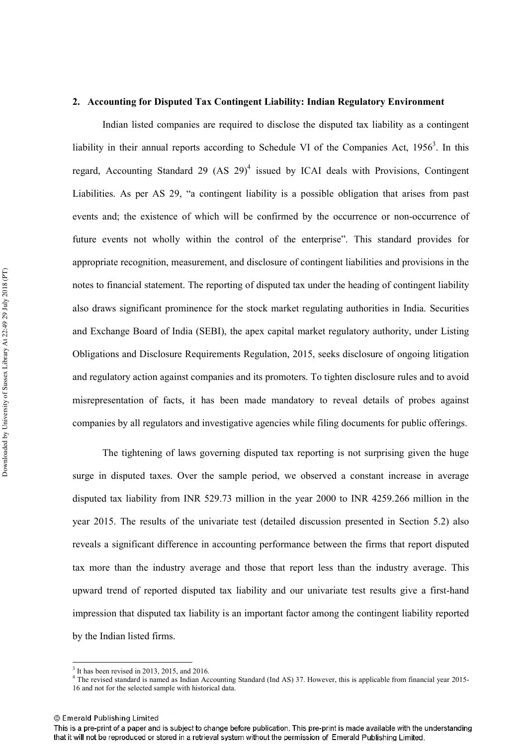## 2. Accounting for Disputed Tax Contingent Liability: Indian Regulatory Environment

Indian listed companies are required to disclose the disputed tax liability as a contingent liability in their annual reports according to Schedule VI of the Companies Act, 1956[3]. In this regard, Accounting Standard 29 (AS 29)[4] issued by ICAI deals with Provisions, Contingent Liabilities. As per AS 29, "a contingent liability is a possible obligation that arises from past events and; the existence of which will be confirmed by the occurrence or non-occurrence of future events not wholly within the control of the enterprise". This standard provides for appropriate recognition, measurement, and disclosure of contingent liabilities and provisions in the notes to financial statement. The reporting of disputed tax under the heading of contingent liability also draws significant prominence for the stock market regulating authorities in India. Securities and Exchange Board of India (SEBI), the apex capital market regulatory authority, under Listing Obligations and Disclosure Requirements Regulation, 2015, seeks disclosure of ongoing litigation and regulatory action against companies and its promoters. To tighten disclosure rules and to avoid misrepresentation of facts, it has been made mandatory to reveal details of probes against companies by all regulators and investigative agencies while filing documents for public offerings.

The tightening of laws governing disputed tax reporting is not surprising given the huge surge in disputed taxes. Over the sample period, we observed a constant increase in average disputed tax liability from INR 529.73 million in the year 2000 to INR 4259.266 million in the year 2015. The results of the univariate test (detailed discussion presented in Section 5.2) also reveals a significant difference in accounting performance between the firms that report disputed tax more than the industry average and those that report less than the industry average. This upward trend of reported disputed tax liability and our univariate test results give a first-hand impression that disputed tax liability is an important factor among the contingent liability reported by the Indian listed firms.

[3] It has been revised in 2013, 2015, and 2016.

[4] The revised standard is named as Indian Accounting Standard (Ind AS) 37. However, this is applicable from financial year 2015-16 and not for the selected sample with historical data.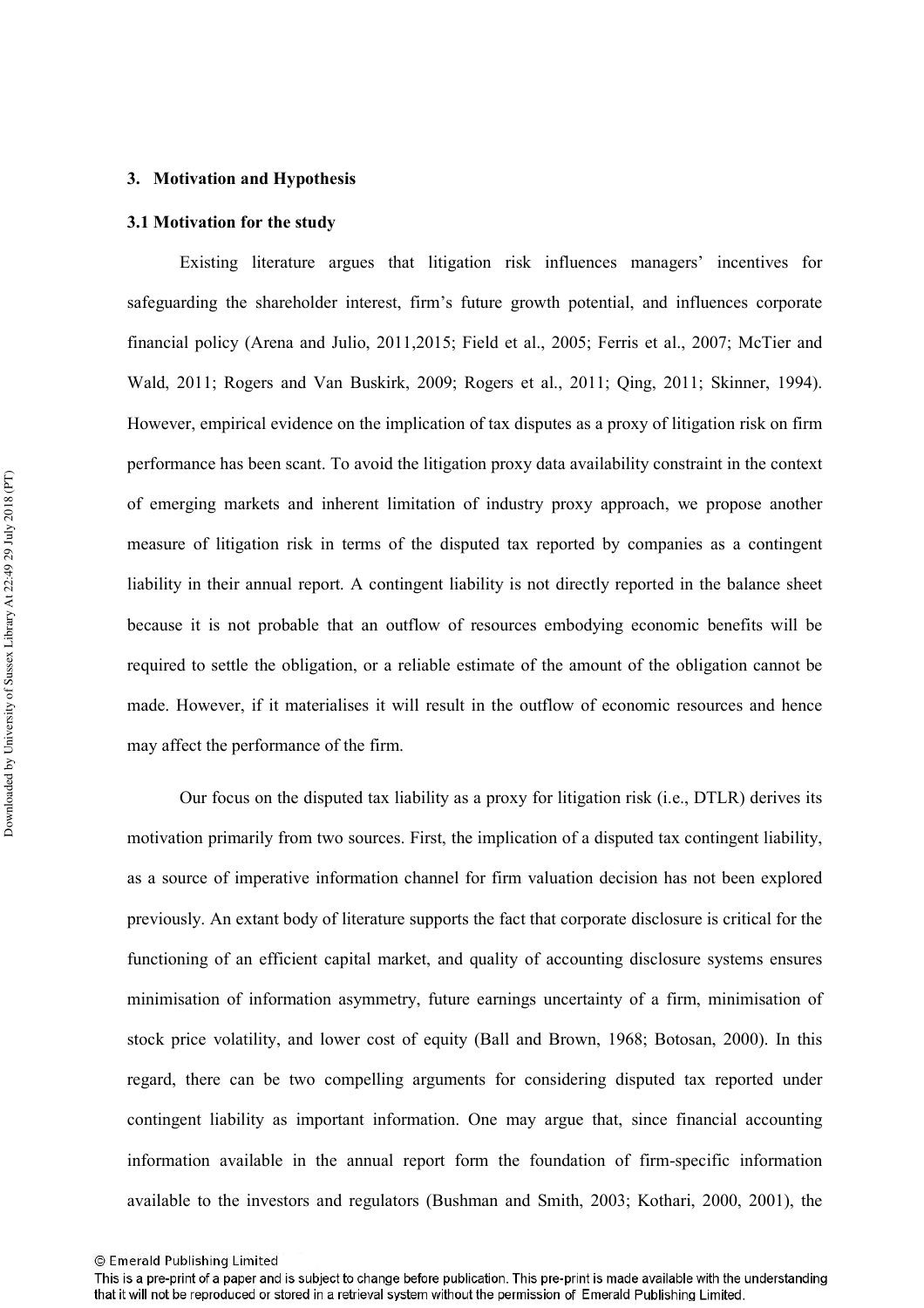## 3. Motivation and Hypothesis

### 3.1 Motivation for the study

Existing literature argues that litigation risk influences managers' incentives for safeguarding the shareholder interest, firm's future growth potential, and influences corporate financial policy (Arena and Julio, 2011,2015; Field et al., 2005; Ferris et al., 2007; McTier and Wald, 2011; Rogers and Van Buskirk, 2009; Rogers et al., 2011; Qing, 2011; Skinner, 1994). However, empirical evidence on the implication of tax disputes as a proxy of litigation risk on firm performance has been scant. To avoid the litigation proxy data availability constraint in the context of emerging markets and inherent limitation of industry proxy approach, we propose another measure of litigation risk in terms of the disputed tax reported by companies as a contingent liability in their annual report. A contingent liability is not directly reported in the balance sheet because it is not probable that an outflow of resources embodying economic benefits will be required to settle the obligation, or a reliable estimate of the amount of the obligation cannot be made. However, if it materialises it will result in the outflow of economic resources and hence may affect the performance of the firm.

Our focus on the disputed tax liability as a proxy for litigation risk (i.e., DTLR) derives its motivation primarily from two sources. First, the implication of a disputed tax contingent liability, as a source of imperative information channel for firm valuation decision has not been explored previously. An extant body of literature supports the fact that corporate disclosure is critical for the functioning of an efficient capital market, and quality of accounting disclosure systems ensures minimisation of information asymmetry, future earnings uncertainty of a firm, minimisation of stock price volatility, and lower cost of equity (Ball and Brown, 1968; Botosan, 2000). In this regard, there can be two compelling arguments for considering disputed tax reported under contingent liability as important information. One may argue that, since financial accounting information available in the annual report form the foundation of firm-specific information available to the investors and regulators (Bushman and Smith, 2003; Kothari, 2000, 2001), the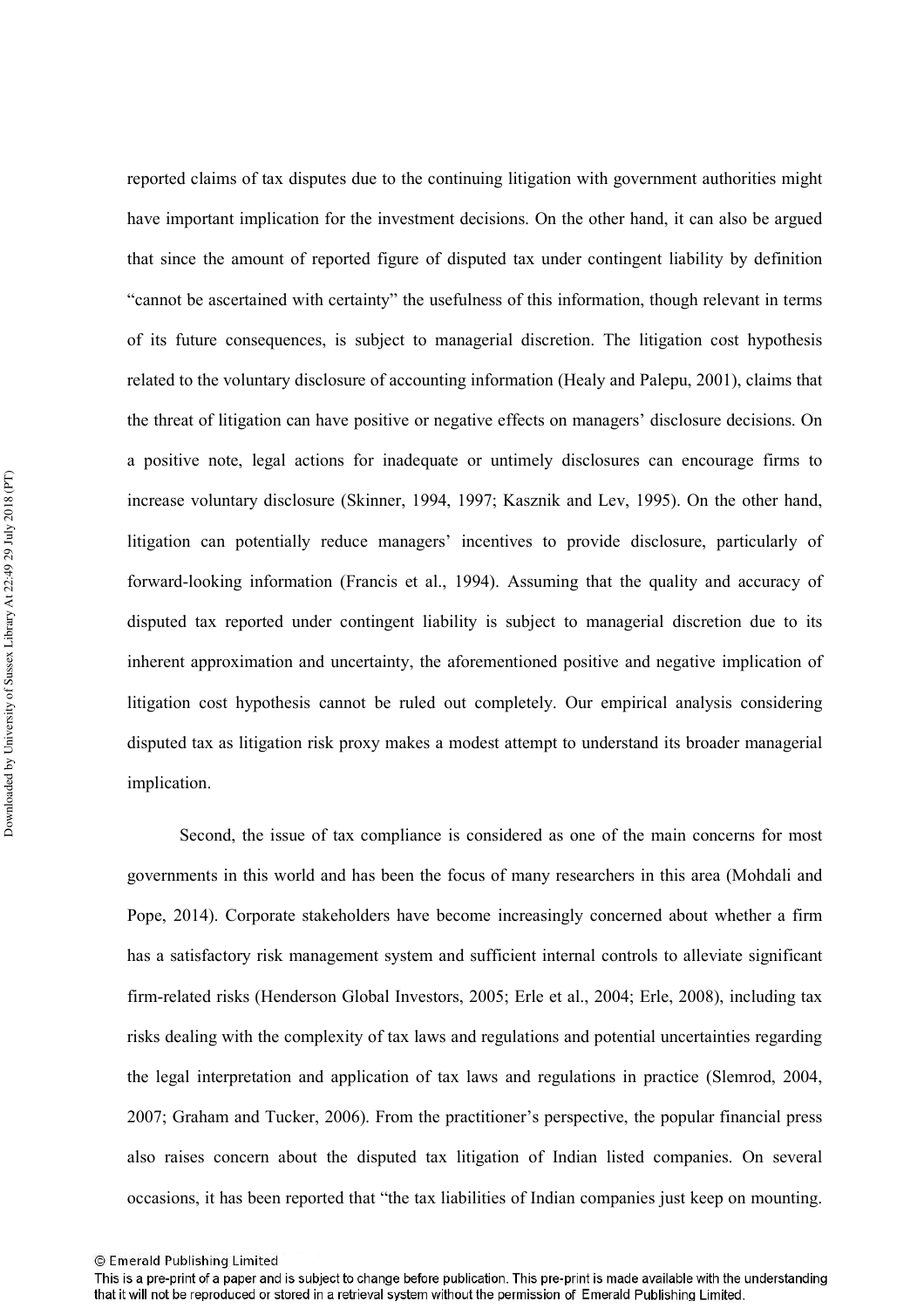reported claims of tax disputes due to the continuing litigation with government authorities might have important implication for the investment decisions. On the other hand, it can also be argued that since the amount of reported figure of disputed tax under contingent liability by definition "cannot be ascertained with certainty" the usefulness of this information, though relevant in terms of its future consequences, is subject to managerial discretion. The litigation cost hypothesis related to the voluntary disclosure of accounting information (Healy and Palepu, 2001), claims that the threat of litigation can have positive or negative effects on managers' disclosure decisions. On a positive note, legal actions for inadequate or untimely disclosures can encourage firms to increase voluntary disclosure (Skinner, 1994, 1997; Kasznik and Lev, 1995). On the other hand, litigation can potentially reduce managers' incentives to provide disclosure, particularly of forward-looking information (Francis et al., 1994). Assuming that the quality and accuracy of disputed tax reported under contingent liability is subject to managerial discretion due to its inherent approximation and uncertainty, the aforementioned positive and negative implication of litigation cost hypothesis cannot be ruled out completely. Our empirical analysis considering disputed tax as litigation risk proxy makes a modest attempt to understand its broader managerial implication.

Second, the issue of tax compliance is considered as one of the main concerns for most governments in this world and has been the focus of many researchers in this area (Mohdali and Pope, 2014). Corporate stakeholders have become increasingly concerned about whether a firm has a satisfactory risk management system and sufficient internal controls to alleviate significant firm-related risks (Henderson Global Investors, 2005; Erle et al., 2004; Erle, 2008), including tax risks dealing with the complexity of tax laws and regulations and potential uncertainties regarding the legal interpretation and application of tax laws and regulations in practice (Slemrod, 2004, 2007; Graham and Tucker, 2006). From the practitioner's perspective, the popular financial press also raises concern about the disputed tax litigation of Indian listed companies. On several occasions, it has been reported that "the tax liabilities of Indian companies just keep on mounting.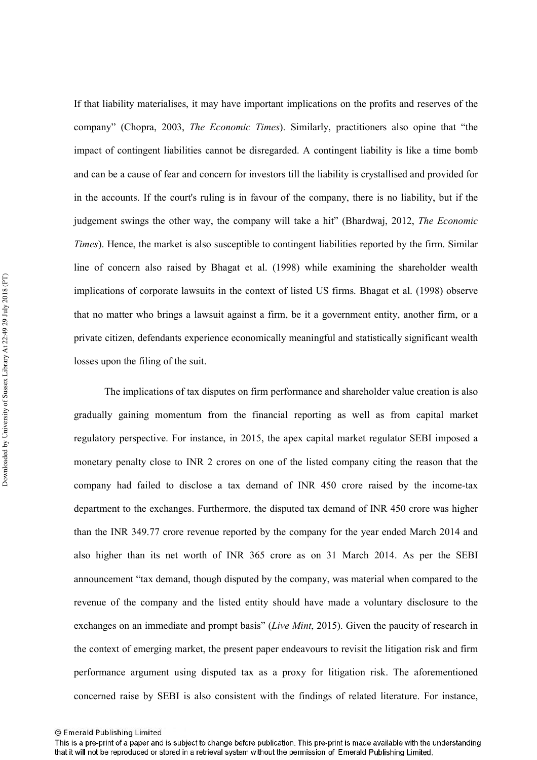If that liability materialises, it may have important implications on the profits and reserves of the company" (Chopra, 2003, *The Economic Times*). Similarly, practitioners also opine that "the impact of contingent liabilities cannot be disregarded. A contingent liability is like a time bomb and can be a cause of fear and concern for investors till the liability is crystallised and provided for in the accounts. If the court's ruling is in favour of the company, there is no liability, but if the judgement swings the other way, the company will take a hit" (Bhardwaj, 2012, *The Economic Times*). Hence, the market is also susceptible to contingent liabilities reported by the firm. Similar line of concern also raised by Bhagat et al. (1998) while examining the shareholder wealth implications of corporate lawsuits in the context of listed US firms. Bhagat et al. (1998) observe that no matter who brings a lawsuit against a firm, be it a government entity, another firm, or a private citizen, defendants experience economically meaningful and statistically significant wealth losses upon the filing of the suit.

The implications of tax disputes on firm performance and shareholder value creation is also gradually gaining momentum from the financial reporting as well as from capital market regulatory perspective. For instance, in 2015, the apex capital market regulator SEBI imposed a monetary penalty close to INR 2 crores on one of the listed company citing the reason that the company had failed to disclose a tax demand of INR 450 crore raised by the income-tax department to the exchanges. Furthermore, the disputed tax demand of INR 450 crore was higher than the INR 349.77 crore revenue reported by the company for the year ended March 2014 and also higher than its net worth of INR 365 crore as on 31 March 2014. As per the SEBI announcement "tax demand, though disputed by the company, was material when compared to the revenue of the company and the listed entity should have made a voluntary disclosure to the exchanges on an immediate and prompt basis" (*Live Mint*, 2015). Given the paucity of research in the context of emerging market, the present paper endeavours to revisit the litigation risk and firm performance argument using disputed tax as a proxy for litigation risk. The aforementioned concerned raise by SEBI is also consistent with the findings of related literature. For instance,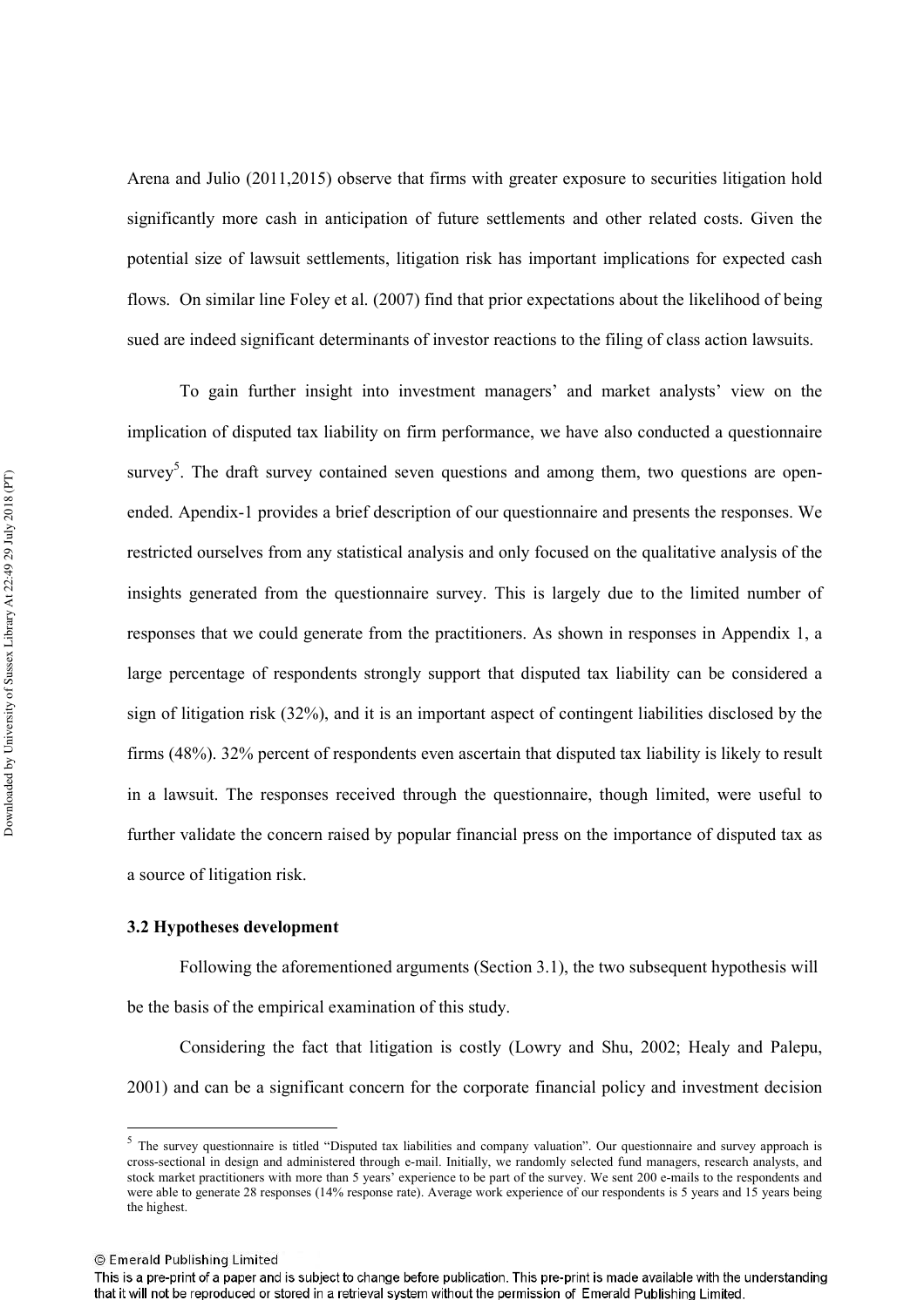Arena and Julio (2011,2015) observe that firms with greater exposure to securities litigation hold significantly more cash in anticipation of future settlements and other related costs. Given the potential size of lawsuit settlements, litigation risk has important implications for expected cash flows. On similar line Foley et al. (2007) find that prior expectations about the likelihood of being sued are indeed significant determinants of investor reactions to the filing of class action lawsuits.

To gain further insight into investment managers' and market analysts' view on the implication of disputed tax liability on firm performance, we have also conducted a questionnaire survey[5]. The draft survey contained seven questions and among them, two questions are open-ended. Apendix-1 provides a brief description of our questionnaire and presents the responses. We restricted ourselves from any statistical analysis and only focused on the qualitative analysis of the insights generated from the questionnaire survey. This is largely due to the limited number of responses that we could generate from the practitioners. As shown in responses in Appendix 1, a large percentage of respondents strongly support that disputed tax liability can be considered a sign of litigation risk (32%), and it is an important aspect of contingent liabilities disclosed by the firms (48%). 32% percent of respondents even ascertain that disputed tax liability is likely to result in a lawsuit. The responses received through the questionnaire, though limited, were useful to further validate the concern raised by popular financial press on the importance of disputed tax as a source of litigation risk.

### 3.2 Hypotheses development

Following the aforementioned arguments (Section 3.1), the two subsequent hypothesis will be the basis of the empirical examination of this study.

Considering the fact that litigation is costly (Lowry and Shu, 2002; Healy and Palepu, 2001) and can be a significant concern for the corporate financial policy and investment decision

[5] The survey questionnaire is titled "Disputed tax liabilities and company valuation". Our questionnaire and survey approach is cross-sectional in design and administered through e-mail. Initially, we randomly selected fund managers, research analysts, and stock market practitioners with more than 5 years' experience to be part of the survey. We sent 200 e-mails to the respondents and were able to generate 28 responses (14% response rate). Average work experience of our respondents is 5 years and 15 years being the highest.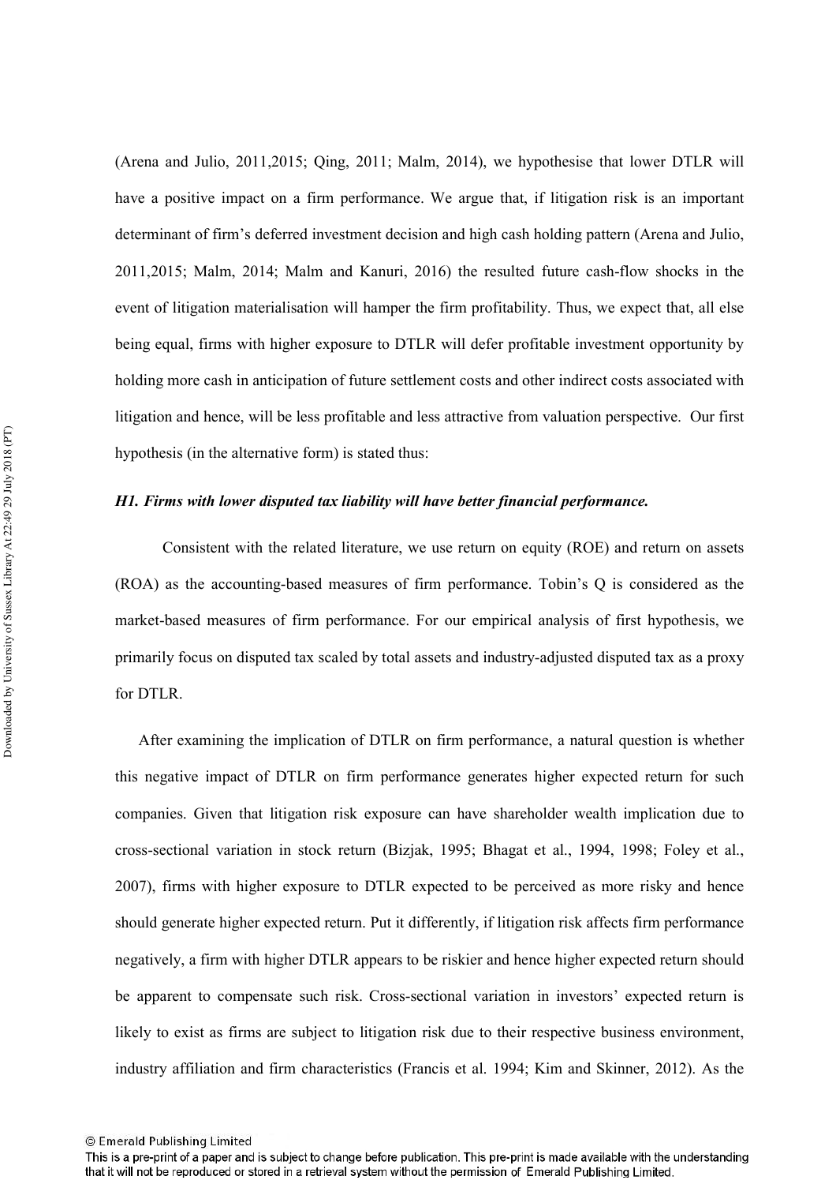(Arena and Julio, 2011,2015; Qing, 2011; Malm, 2014), we hypothesise that lower DTLR will have a positive impact on a firm performance. We argue that, if litigation risk is an important determinant of firm's deferred investment decision and high cash holding pattern (Arena and Julio, 2011,2015; Malm, 2014; Malm and Kanuri, 2016) the resulted future cash-flow shocks in the event of litigation materialisation will hamper the firm profitability. Thus, we expect that, all else being equal, firms with higher exposure to DTLR will defer profitable investment opportunity by holding more cash in anticipation of future settlement costs and other indirect costs associated with litigation and hence, will be less profitable and less attractive from valuation perspective. Our first hypothesis (in the alternative form) is stated thus:

***H1. Firms with lower disputed tax liability will have better financial performance.***

Consistent with the related literature, we use return on equity (ROE) and return on assets (ROA) as the accounting-based measures of firm performance. Tobin's Q is considered as the market-based measures of firm performance. For our empirical analysis of first hypothesis, we primarily focus on disputed tax scaled by total assets and industry-adjusted disputed tax as a proxy for DTLR.

After examining the implication of DTLR on firm performance, a natural question is whether this negative impact of DTLR on firm performance generates higher expected return for such companies. Given that litigation risk exposure can have shareholder wealth implication due to cross-sectional variation in stock return (Bizjak, 1995; Bhagat et al., 1994, 1998; Foley et al., 2007), firms with higher exposure to DTLR expected to be perceived as more risky and hence should generate higher expected return. Put it differently, if litigation risk affects firm performance negatively, a firm with higher DTLR appears to be riskier and hence higher expected return should be apparent to compensate such risk. Cross-sectional variation in investors' expected return is likely to exist as firms are subject to litigation risk due to their respective business environment, industry affiliation and firm characteristics (Francis et al. 1994; Kim and Skinner, 2012). As the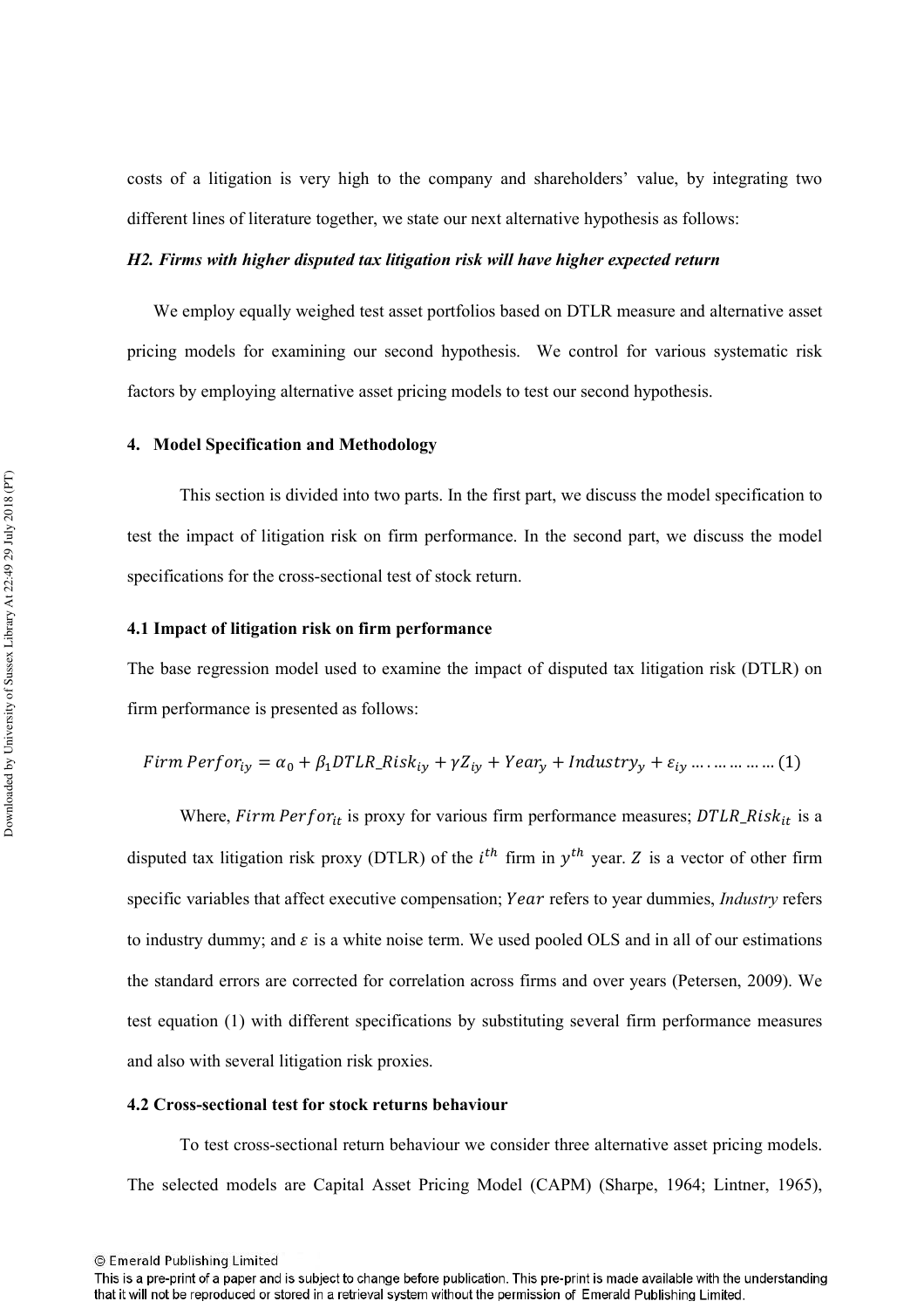costs of a litigation is very high to the company and shareholders' value, by integrating two different lines of literature together, we state our next alternative hypothesis as follows:

***H2. Firms with higher disputed tax litigation risk will have higher expected return***

We employ equally weighed test asset portfolios based on DTLR measure and alternative asset pricing models for examining our second hypothesis. We control for various systematic risk factors by employing alternative asset pricing models to test our second hypothesis.

## 4. Model Specification and Methodology

This section is divided into two parts. In the first part, we discuss the model specification to test the impact of litigation risk on firm performance. In the second part, we discuss the model specifications for the cross-sectional test of stock return.

### 4.1 Impact of litigation risk on firm performance

The base regression model used to examine the impact of disputed tax litigation risk (DTLR) on firm performance is presented as follows:

$$Firm\ Perfor_{iy} = \alpha_0 + \beta_1 DTLR\_Risk_{iy} + \gamma Z_{iy} + Year_y + Industry_y + \varepsilon_{iy} \dots\dots\dots\dots (1)$$

Where, $Firm\ Perfor_{it}$ is proxy for various firm performance measures; $DTLR\_Risk_{it}$ is a disputed tax litigation risk proxy (DTLR) of the $i^{th}$ firm in $y^{th}$ year. $Z$ is a vector of other firm specific variables that affect executive compensation; $Year$ refers to year dummies, *Industry* refers to industry dummy; and $\varepsilon$ is a white noise term. We used pooled OLS and in all of our estimations the standard errors are corrected for correlation across firms and over years (Petersen, 2009). We test equation (1) with different specifications by substituting several firm performance measures and also with several litigation risk proxies.

### 4.2 Cross-sectional test for stock returns behaviour

To test cross-sectional return behaviour we consider three alternative asset pricing models. The selected models are Capital Asset Pricing Model (CAPM) (Sharpe, 1964; Lintner, 1965),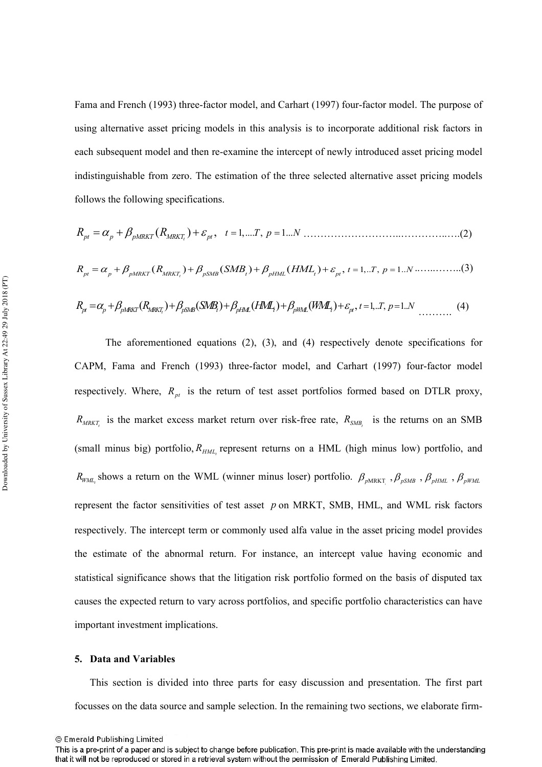Fama and French (1993) three-factor model, and Carhart (1997) four-factor model. The purpose of using alternative asset pricing models in this analysis is to incorporate additional risk factors in each subsequent model and then re-examine the intercept of newly introduced asset pricing model indistinguishable from zero. The estimation of the three selected alternative asset pricing models follows the following specifications.

$$R_{pt} = \alpha_p + \beta_{pMRKT}(R_{MRKT_t}) + \varepsilon_{pt}, \quad t = 1,....T, \; p = 1...N \quad (2)$$

$$R_{pt} = \alpha_p + \beta_{pMRKT}(R_{MRKT_t}) + \beta_{pSMB}(SMB_t) + \beta_{pHML}(HML_t) + \varepsilon_{pt}, \; t = 1,..T, \; p = 1..N \quad (3)$$

$$R_{pt} = \alpha_p + \beta_{pMRKT}(R_{MRKT_t}) + \beta_{pSMB}(SMB_t) + \beta_{pHML}(HML_t) + \beta_{pWML}(WML_t) + \varepsilon_{pt}, \; t = 1,..T, \; p = 1..N \quad (4)$$

The aforementioned equations (2), (3), and (4) respectively denote specifications for CAPM, Fama and French (1993) three-factor model, and Carhart (1997) four-factor model respectively. Where, $R_{pt}$ is the return of test asset portfolios formed based on DTLR proxy, $R_{MRKT_t}$ is the market excess market return over risk-free rate, $R_{SMB_t}$ is the returns on an SMB (small minus big) portfolio, $R_{HML_t}$ represent returns on a HML (high minus low) portfolio, and $R_{WML_t}$ shows a return on the WML (winner minus loser) portfolio. $\beta_{pMRKT_t}$, $\beta_{pSMB}$, $\beta_{pHML}$, $\beta_{pWML}$ represent the factor sensitivities of test asset $p$ on MRKT, SMB, HML, and WML risk factors respectively. The intercept term or commonly used alfa value in the asset pricing model provides the estimate of the abnormal return. For instance, an intercept value having economic and statistical significance shows that the litigation risk portfolio formed on the basis of disputed tax causes the expected return to vary across portfolios, and specific portfolio characteristics can have important investment implications.

## 5. Data and Variables

This section is divided into three parts for easy discussion and presentation. The first part focusses on the data source and sample selection. In the remaining two sections, we elaborate firm-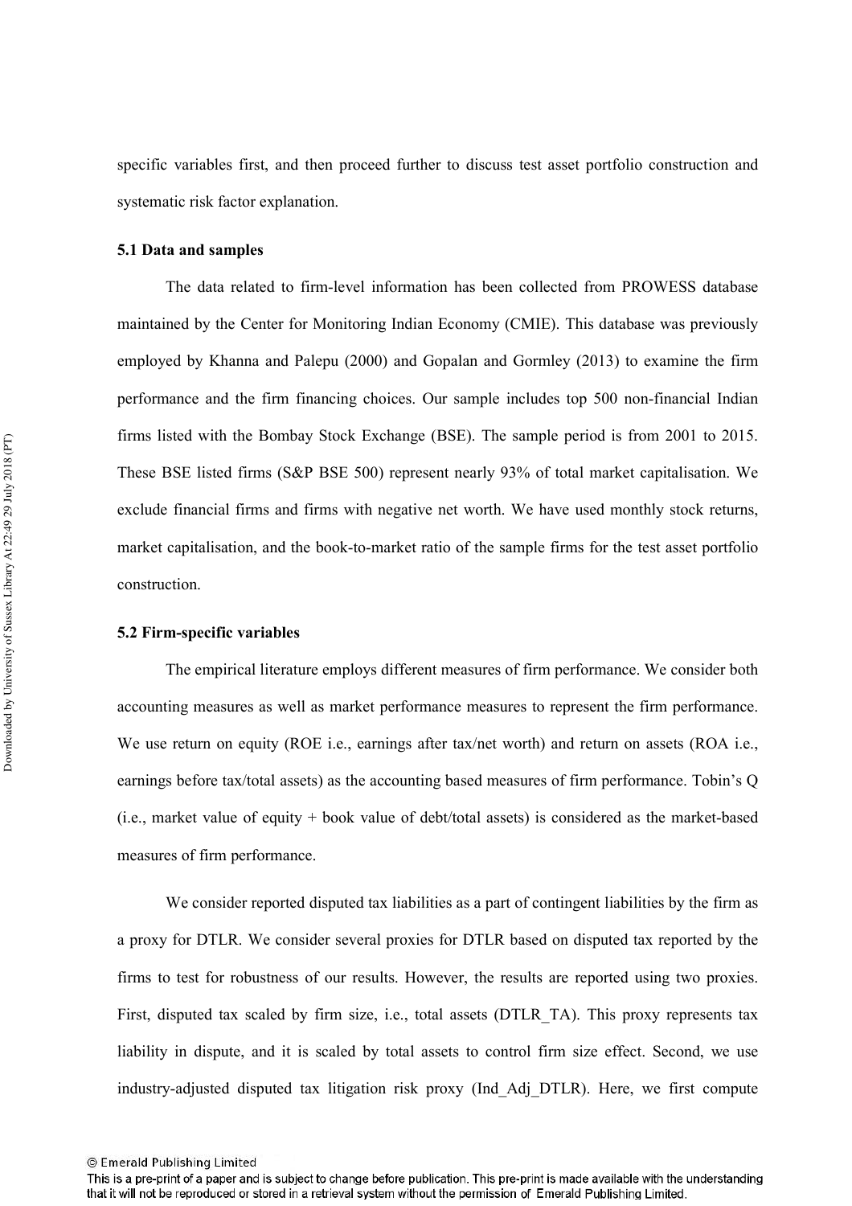specific variables first, and then proceed further to discuss test asset portfolio construction and systematic risk factor explanation.

### 5.1 Data and samples

The data related to firm-level information has been collected from PROWESS database maintained by the Center for Monitoring Indian Economy (CMIE). This database was previously employed by Khanna and Palepu (2000) and Gopalan and Gormley (2013) to examine the firm performance and the firm financing choices. Our sample includes top 500 non-financial Indian firms listed with the Bombay Stock Exchange (BSE). The sample period is from 2001 to 2015. These BSE listed firms (S&P BSE 500) represent nearly 93% of total market capitalisation. We exclude financial firms and firms with negative net worth. We have used monthly stock returns, market capitalisation, and the book-to-market ratio of the sample firms for the test asset portfolio construction.

### 5.2 Firm-specific variables

The empirical literature employs different measures of firm performance. We consider both accounting measures as well as market performance measures to represent the firm performance. We use return on equity (ROE i.e., earnings after tax/net worth) and return on assets (ROA i.e., earnings before tax/total assets) as the accounting based measures of firm performance. Tobin's Q (i.e., market value of equity + book value of debt/total assets) is considered as the market-based measures of firm performance.

We consider reported disputed tax liabilities as a part of contingent liabilities by the firm as a proxy for DTLR. We consider several proxies for DTLR based on disputed tax reported by the firms to test for robustness of our results. However, the results are reported using two proxies. First, disputed tax scaled by firm size, i.e., total assets (DTLR_TA). This proxy represents tax liability in dispute, and it is scaled by total assets to control firm size effect. Second, we use industry-adjusted disputed tax litigation risk proxy (Ind_Adj_DTLR). Here, we first compute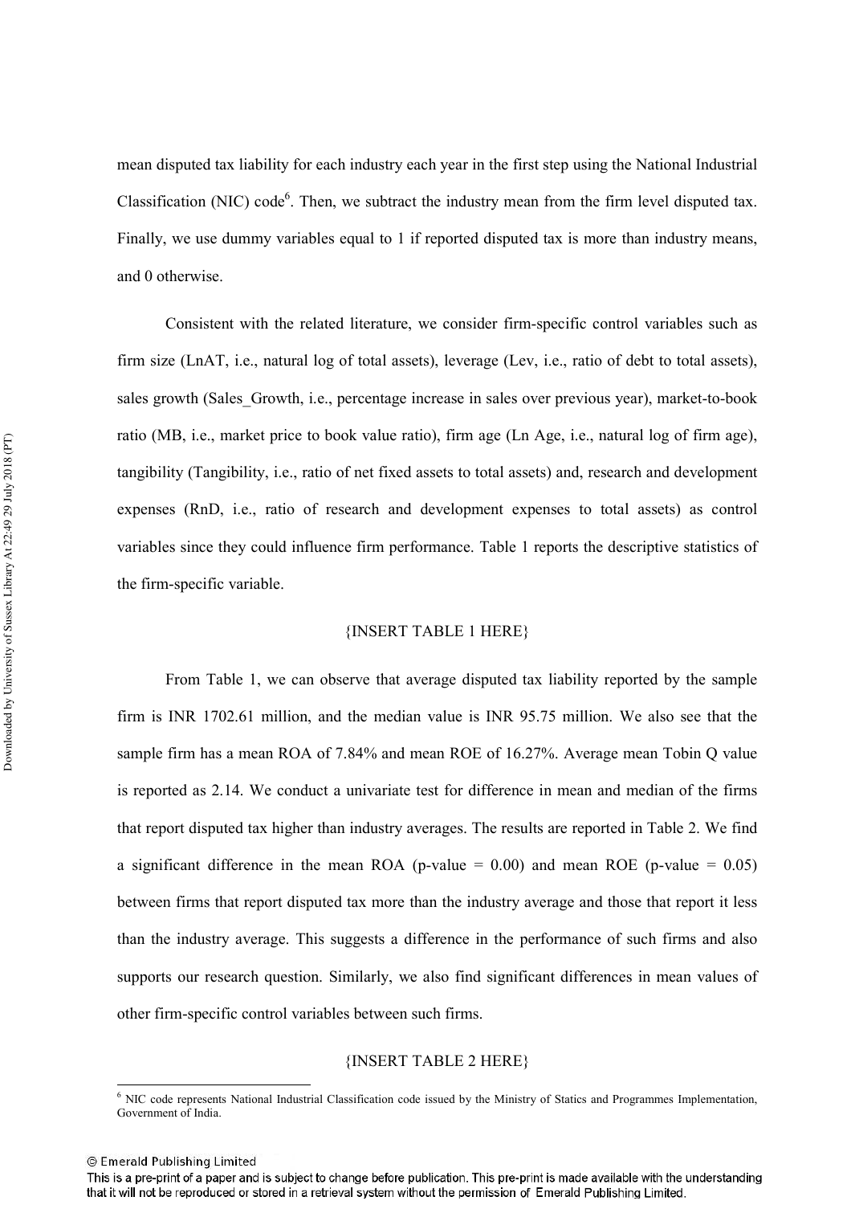mean disputed tax liability for each industry each year in the first step using the National Industrial Classification (NIC) code[6]. Then, we subtract the industry mean from the firm level disputed tax. Finally, we use dummy variables equal to 1 if reported disputed tax is more than industry means, and 0 otherwise.

Consistent with the related literature, we consider firm-specific control variables such as firm size (LnAT, i.e., natural log of total assets), leverage (Lev, i.e., ratio of debt to total assets), sales growth (Sales_Growth, i.e., percentage increase in sales over previous year), market-to-book ratio (MB, i.e., market price to book value ratio), firm age (Ln Age, i.e., natural log of firm age), tangibility (Tangibility, i.e., ratio of net fixed assets to total assets) and, research and development expenses (RnD, i.e., ratio of research and development expenses to total assets) as control variables since they could influence firm performance. Table 1 reports the descriptive statistics of the firm-specific variable.

{INSERT TABLE 1 HERE}

From Table 1, we can observe that average disputed tax liability reported by the sample firm is INR 1702.61 million, and the median value is INR 95.75 million. We also see that the sample firm has a mean ROA of 7.84% and mean ROE of 16.27%. Average mean Tobin Q value is reported as 2.14. We conduct a univariate test for difference in mean and median of the firms that report disputed tax higher than industry averages. The results are reported in Table 2. We find a significant difference in the mean ROA (p-value = 0.00) and mean ROE (p-value = 0.05) between firms that report disputed tax more than the industry average and those that report it less than the industry average. This suggests a difference in the performance of such firms and also supports our research question. Similarly, we also find significant differences in mean values of other firm-specific control variables between such firms.

{INSERT TABLE 2 HERE}

[6] NIC code represents National Industrial Classification code issued by the Ministry of Statics and Programmes Implementation, Government of India.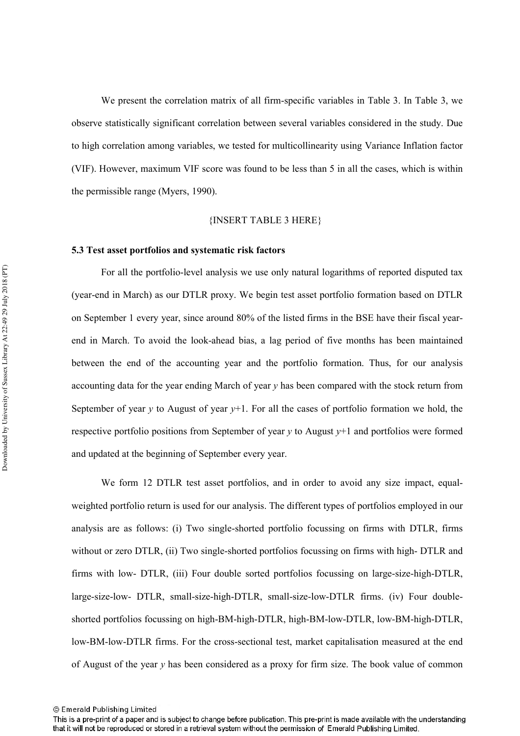We present the correlation matrix of all firm-specific variables in Table 3. In Table 3, we observe statistically significant correlation between several variables considered in the study. Due to high correlation among variables, we tested for multicollinearity using Variance Inflation factor (VIF). However, maximum VIF score was found to be less than 5 in all the cases, which is within the permissible range (Myers, 1990).

{INSERT TABLE 3 HERE}

### 5.3 Test asset portfolios and systematic risk factors

For all the portfolio-level analysis we use only natural logarithms of reported disputed tax (year-end in March) as our DTLR proxy. We begin test asset portfolio formation based on DTLR on September 1 every year, since around 80% of the listed firms in the BSE have their fiscal year-end in March. To avoid the look-ahead bias, a lag period of five months has been maintained between the end of the accounting year and the portfolio formation. Thus, for our analysis accounting data for the year ending March of year *y* has been compared with the stock return from September of year *y* to August of year *y*+1. For all the cases of portfolio formation we hold, the respective portfolio positions from September of year *y* to August *y*+1 and portfolios were formed and updated at the beginning of September every year.

We form 12 DTLR test asset portfolios, and in order to avoid any size impact, equal-weighted portfolio return is used for our analysis. The different types of portfolios employed in our analysis are as follows: (i) Two single-shorted portfolio focussing on firms with DTLR, firms without or zero DTLR, (ii) Two single-shorted portfolios focussing on firms with high- DTLR and firms with low- DTLR, (iii) Four double sorted portfolios focussing on large-size-high-DTLR, large-size-low- DTLR, small-size-high-DTLR, small-size-low-DTLR firms. (iv) Four double-shorted portfolios focussing on high-BM-high-DTLR, high-BM-low-DTLR, low-BM-high-DTLR, low-BM-low-DTLR firms. For the cross-sectional test, market capitalisation measured at the end of August of the year *y* has been considered as a proxy for firm size. The book value of common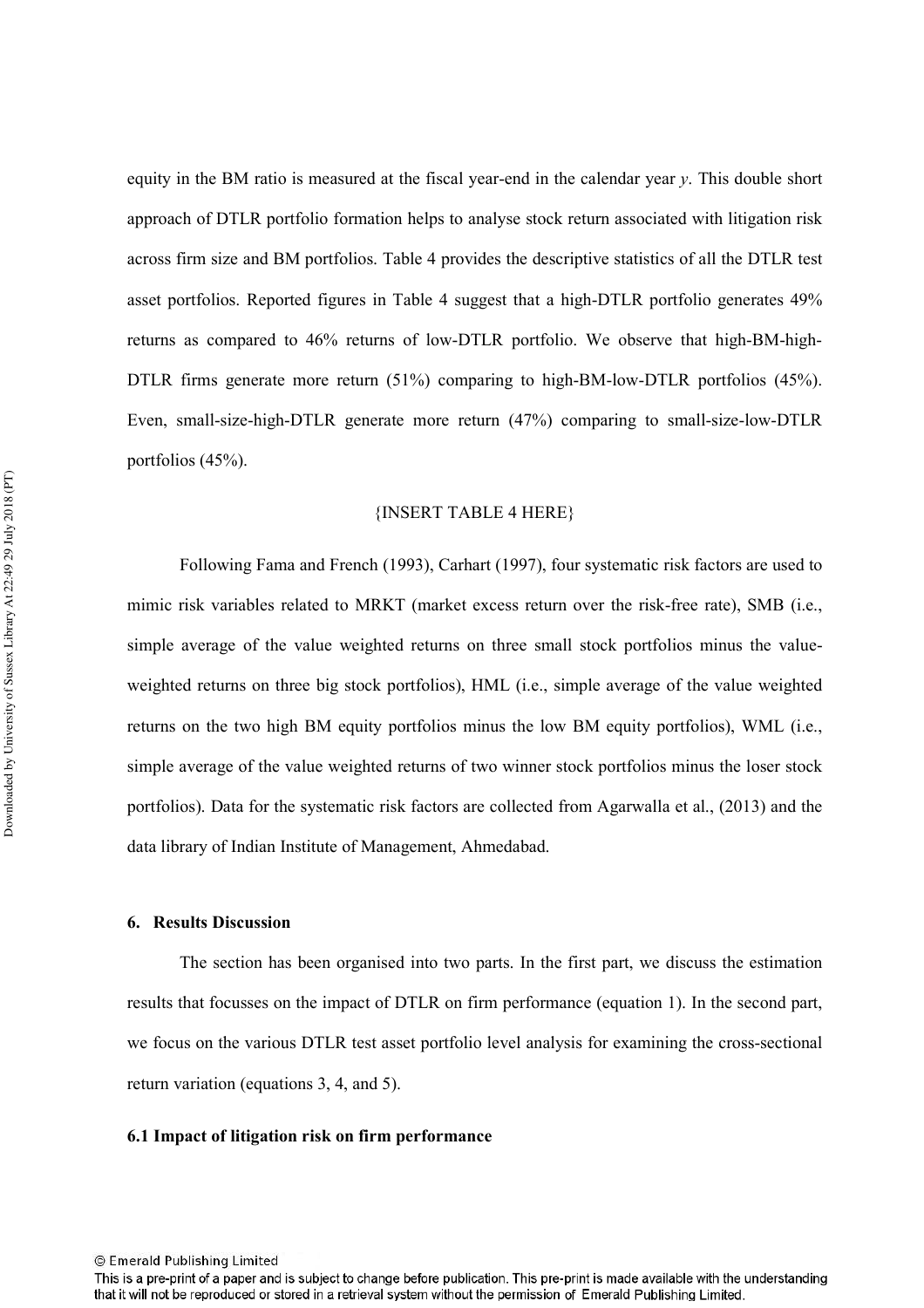equity in the BM ratio is measured at the fiscal year-end in the calendar year *y*. This double short approach of DTLR portfolio formation helps to analyse stock return associated with litigation risk across firm size and BM portfolios. Table 4 provides the descriptive statistics of all the DTLR test asset portfolios. Reported figures in Table 4 suggest that a high-DTLR portfolio generates 49% returns as compared to 46% returns of low-DTLR portfolio. We observe that high-BM-high-DTLR firms generate more return (51%) comparing to high-BM-low-DTLR portfolios (45%). Even, small-size-high-DTLR generate more return (47%) comparing to small-size-low-DTLR portfolios (45%).

{INSERT TABLE 4 HERE}

Following Fama and French (1993), Carhart (1997), four systematic risk factors are used to mimic risk variables related to MRKT (market excess return over the risk-free rate), SMB (i.e., simple average of the value weighted returns on three small stock portfolios minus the value-weighted returns on three big stock portfolios), HML (i.e., simple average of the value weighted returns on the two high BM equity portfolios minus the low BM equity portfolios), WML (i.e., simple average of the value weighted returns of two winner stock portfolios minus the loser stock portfolios). Data for the systematic risk factors are collected from Agarwalla et al., (2013) and the data library of Indian Institute of Management, Ahmedabad.

## 6. Results Discussion

The section has been organised into two parts. In the first part, we discuss the estimation results that focusses on the impact of DTLR on firm performance (equation 1). In the second part, we focus on the various DTLR test asset portfolio level analysis for examining the cross-sectional return variation (equations 3, 4, and 5).

### 6.1 Impact of litigation risk on firm performance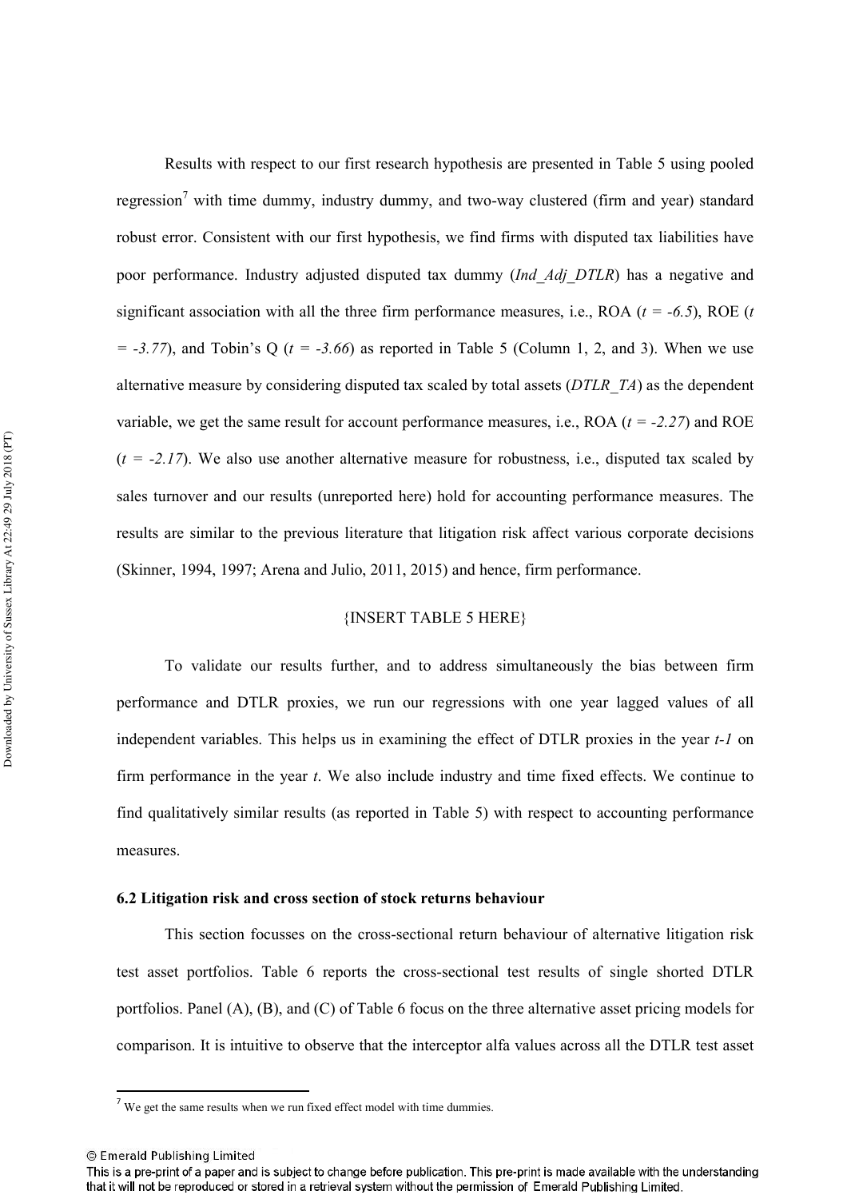Results with respect to our first research hypothesis are presented in Table 5 using pooled regression[7] with time dummy, industry dummy, and two-way clustered (firm and year) standard robust error. Consistent with our first hypothesis, we find firms with disputed tax liabilities have poor performance. Industry adjusted disputed tax dummy (*Ind_Adj_DTLR*) has a negative and significant association with all the three firm performance measures, i.e., ROA ($t$ = *-6.5*), ROE ($t$ = *-3.77*), and Tobin's Q ($t$ = *-3.66*) as reported in Table 5 (Column 1, 2, and 3). When we use alternative measure by considering disputed tax scaled by total assets (*DTLR_TA*) as the dependent variable, we get the same result for account performance measures, i.e., ROA ($t$ = *-2.27*) and ROE ($t$ = *-2.17*). We also use another alternative measure for robustness, i.e., disputed tax scaled by sales turnover and our results (unreported here) hold for accounting performance measures. The results are similar to the previous literature that litigation risk affect various corporate decisions (Skinner, 1994, 1997; Arena and Julio, 2011, 2015) and hence, firm performance.

{INSERT TABLE 5 HERE}

To validate our results further, and to address simultaneously the bias between firm performance and DTLR proxies, we run our regressions with one year lagged values of all independent variables. This helps us in examining the effect of DTLR proxies in the year *t-1* on firm performance in the year *t*. We also include industry and time fixed effects. We continue to find qualitatively similar results (as reported in Table 5) with respect to accounting performance measures.

### 6.2 Litigation risk and cross section of stock returns behaviour

This section focusses on the cross-sectional return behaviour of alternative litigation risk test asset portfolios. Table 6 reports the cross-sectional test results of single shorted DTLR portfolios. Panel (A), (B), and (C) of Table 6 focus on the three alternative asset pricing models for comparison. It is intuitive to observe that the interceptor alfa values across all the DTLR test asset

[7] We get the same results when we run fixed effect model with time dummies.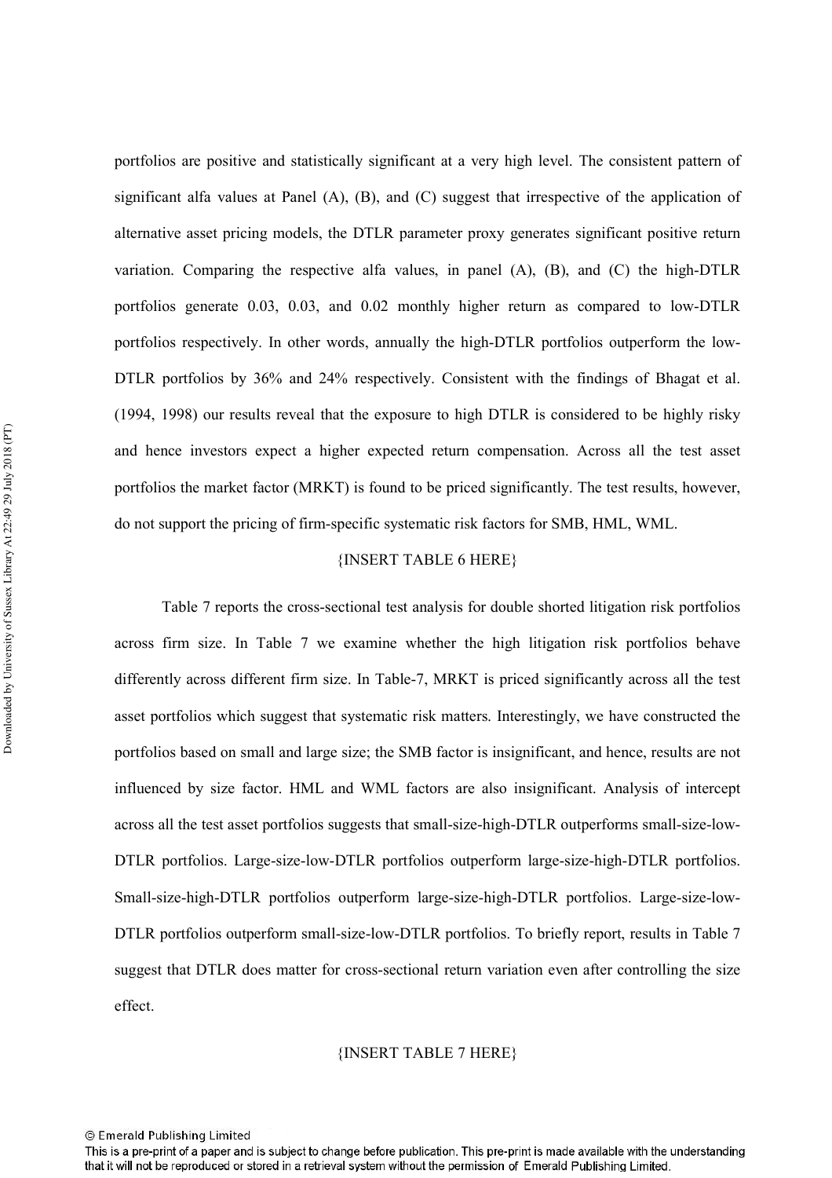portfolios are positive and statistically significant at a very high level. The consistent pattern of significant alfa values at Panel (A), (B), and (C) suggest that irrespective of the application of alternative asset pricing models, the DTLR parameter proxy generates significant positive return variation. Comparing the respective alfa values, in panel (A), (B), and (C) the high-DTLR portfolios generate 0.03, 0.03, and 0.02 monthly higher return as compared to low-DTLR portfolios respectively. In other words, annually the high-DTLR portfolios outperform the low-DTLR portfolios by 36% and 24% respectively. Consistent with the findings of Bhagat et al. (1994, 1998) our results reveal that the exposure to high DTLR is considered to be highly risky and hence investors expect a higher expected return compensation. Across all the test asset portfolios the market factor (MRKT) is found to be priced significantly. The test results, however, do not support the pricing of firm-specific systematic risk factors for SMB, HML, WML.

{INSERT TABLE 6 HERE}

Table 7 reports the cross-sectional test analysis for double shorted litigation risk portfolios across firm size. In Table 7 we examine whether the high litigation risk portfolios behave differently across different firm size. In Table-7, MRKT is priced significantly across all the test asset portfolios which suggest that systematic risk matters. Interestingly, we have constructed the portfolios based on small and large size; the SMB factor is insignificant, and hence, results are not influenced by size factor. HML and WML factors are also insignificant. Analysis of intercept across all the test asset portfolios suggests that small-size-high-DTLR outperforms small-size-low-DTLR portfolios. Large-size-low-DTLR portfolios outperform large-size-high-DTLR portfolios. Small-size-high-DTLR portfolios outperform large-size-high-DTLR portfolios. Large-size-low-DTLR portfolios outperform small-size-low-DTLR portfolios. To briefly report, results in Table 7 suggest that DTLR does matter for cross-sectional return variation even after controlling the size effect.

{INSERT TABLE 7 HERE}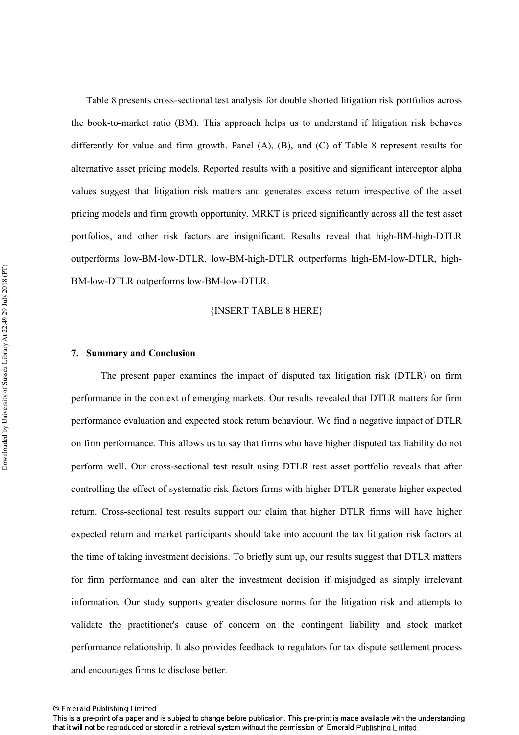Table 8 presents cross-sectional test analysis for double shorted litigation risk portfolios across the book-to-market ratio (BM). This approach helps us to understand if litigation risk behaves differently for value and firm growth. Panel (A), (B), and (C) of Table 8 represent results for alternative asset pricing models. Reported results with a positive and significant interceptor alpha values suggest that litigation risk matters and generates excess return irrespective of the asset pricing models and firm growth opportunity. MRKT is priced significantly across all the test asset portfolios, and other risk factors are insignificant. Results reveal that high-BM-high-DTLR outperforms low-BM-low-DTLR, low-BM-high-DTLR outperforms high-BM-low-DTLR, high-BM-low-DTLR outperforms low-BM-low-DTLR.

{INSERT TABLE 8 HERE}

## 7. Summary and Conclusion

The present paper examines the impact of disputed tax litigation risk (DTLR) on firm performance in the context of emerging markets. Our results revealed that DTLR matters for firm performance evaluation and expected stock return behaviour. We find a negative impact of DTLR on firm performance. This allows us to say that firms who have higher disputed tax liability do not perform well. Our cross-sectional test result using DTLR test asset portfolio reveals that after controlling the effect of systematic risk factors firms with higher DTLR generate higher expected return. Cross-sectional test results support our claim that higher DTLR firms will have higher expected return and market participants should take into account the tax litigation risk factors at the time of taking investment decisions. To briefly sum up, our results suggest that DTLR matters for firm performance and can alter the investment decision if misjudged as simply irrelevant information. Our study supports greater disclosure norms for the litigation risk and attempts to validate the practitioner's cause of concern on the contingent liability and stock market performance relationship. It also provides feedback to regulators for tax dispute settlement process and encourages firms to disclose better.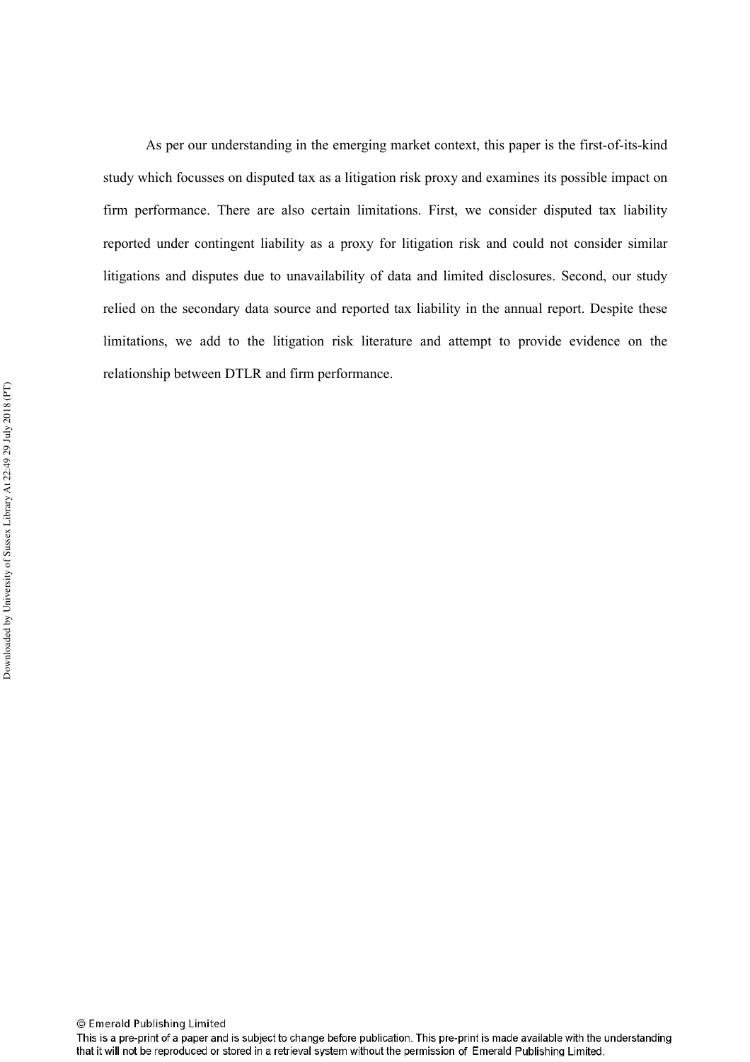As per our understanding in the emerging market context, this paper is the first-of-its-kind study which focusses on disputed tax as a litigation risk proxy and examines its possible impact on firm performance. There are also certain limitations. First, we consider disputed tax liability reported under contingent liability as a proxy for litigation risk and could not consider similar litigations and disputes due to unavailability of data and limited disclosures. Second, our study relied on the secondary data source and reported tax liability in the annual report. Despite these limitations, we add to the litigation risk literature and attempt to provide evidence on the relationship between DTLR and firm performance.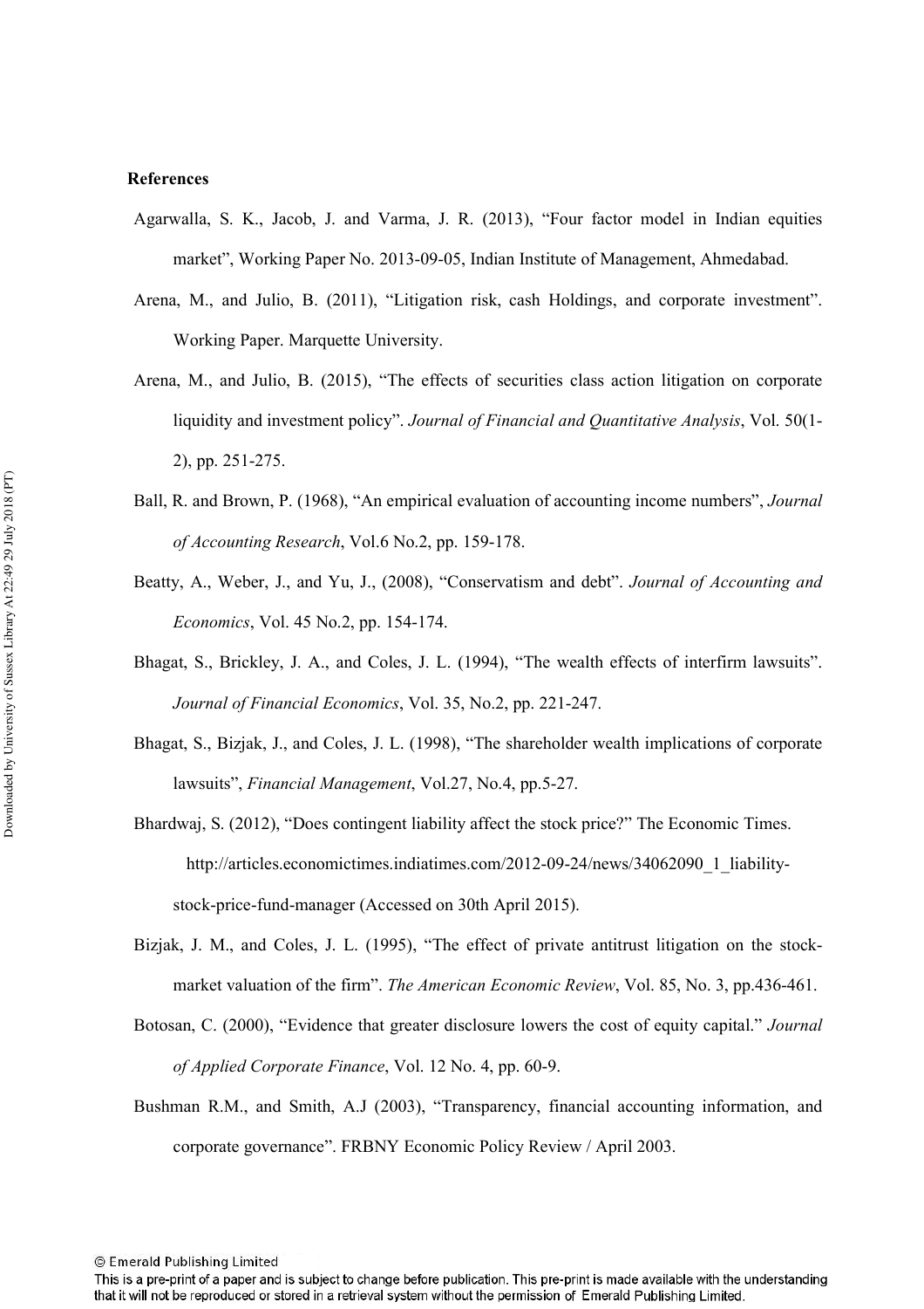**References**

Agarwalla, S. K., Jacob, J. and Varma, J. R. (2013), "Four factor model in Indian equities market", Working Paper No. 2013-09-05, Indian Institute of Management, Ahmedabad.

Arena, M., and Julio, B. (2011), "Litigation risk, cash Holdings, and corporate investment". Working Paper. Marquette University.

Arena, M., and Julio, B. (2015), "The effects of securities class action litigation on corporate liquidity and investment policy". *Journal of Financial and Quantitative Analysis*, Vol. 50(1-2), pp. 251-275.

Ball, R. and Brown, P. (1968), "An empirical evaluation of accounting income numbers", *Journal of Accounting Research*, Vol.6 No.2, pp. 159-178.

Beatty, A., Weber, J., and Yu, J., (2008), "Conservatism and debt". *Journal of Accounting and Economics*, Vol. 45 No.2, pp. 154-174.

Bhagat, S., Brickley, J. A., and Coles, J. L. (1994), "The wealth effects of interfirm lawsuits". *Journal of Financial Economics*, Vol. 35, No.2, pp. 221-247.

Bhagat, S., Bizjak, J., and Coles, J. L. (1998), "The shareholder wealth implications of corporate lawsuits", *Financial Management*, Vol.27, No.4, pp.5-27.

Bhardwaj, S. (2012), "Does contingent liability affect the stock price?" The Economic Times. http://articles.economictimes.indiatimes.com/2012-09-24/news/34062090_1_liability-stock-price-fund-manager (Accessed on 30th April 2015).

Bizjak, J. M., and Coles, J. L. (1995), "The effect of private antitrust litigation on the stock-market valuation of the firm". *The American Economic Review*, Vol. 85, No. 3, pp.436-461.

Botosan, C. (2000), "Evidence that greater disclosure lowers the cost of equity capital." *Journal of Applied Corporate Finance*, Vol. 12 No. 4, pp. 60-9.

Bushman R.M., and Smith, A.J (2003), "Transparency, financial accounting information, and corporate governance". FRBNY Economic Policy Review / April 2003.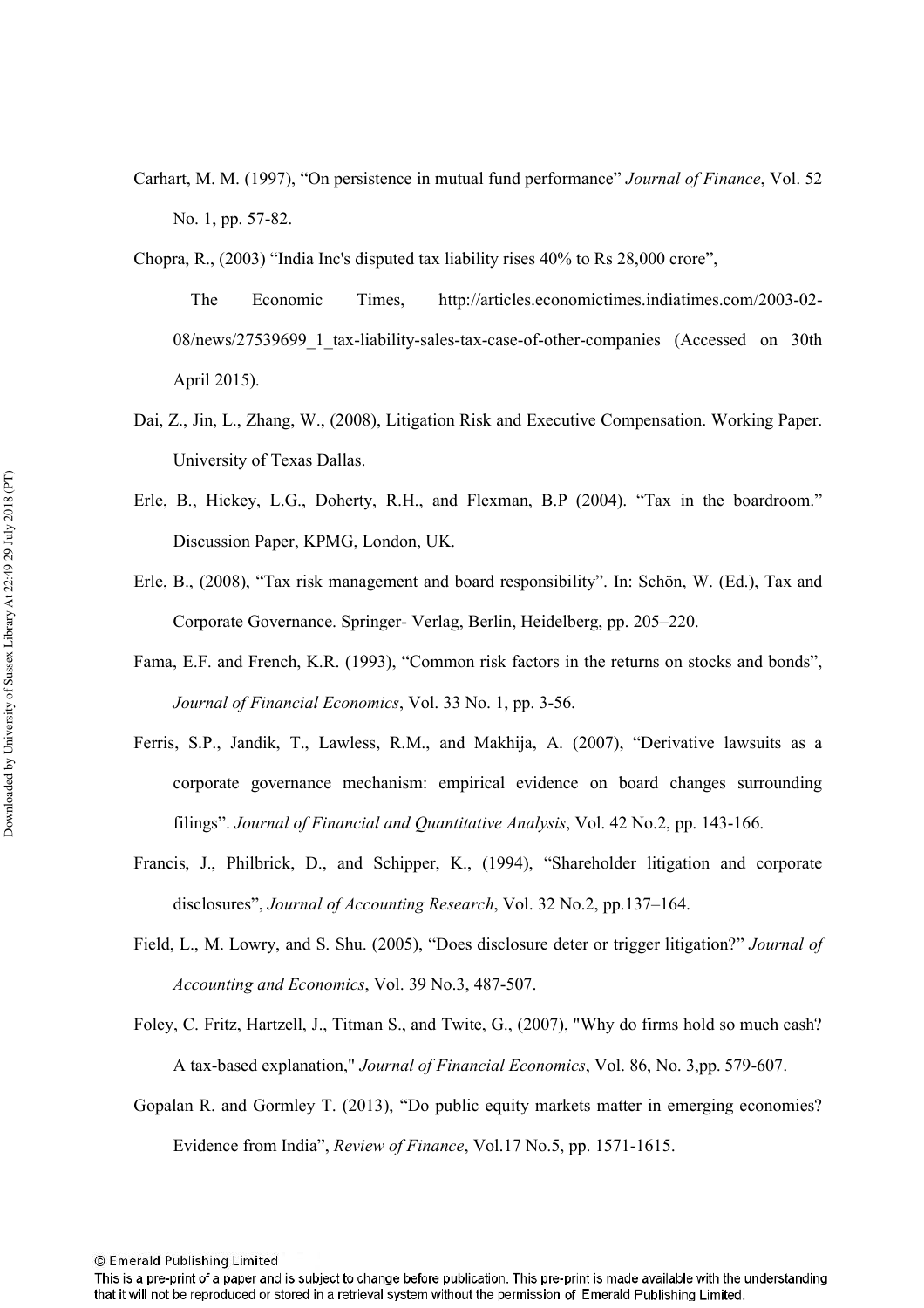Carhart, M. M. (1997), "On persistence in mutual fund performance" *Journal of Finance*, Vol. 52 No. 1, pp. 57-82.

Chopra, R., (2003) "India Inc's disputed tax liability rises 40% to Rs 28,000 crore", The Economic Times, http://articles.economictimes.indiatimes.com/2003-02-08/news/27539699_1_tax-liability-sales-tax-case-of-other-companies (Accessed on 30th April 2015).

Dai, Z., Jin, L., Zhang, W., (2008), Litigation Risk and Executive Compensation. Working Paper. University of Texas Dallas.

Erle, B., Hickey, L.G., Doherty, R.H., and Flexman, B.P (2004). "Tax in the boardroom." Discussion Paper, KPMG, London, UK.

Erle, B., (2008), "Tax risk management and board responsibility". In: Schön, W. (Ed.), Tax and Corporate Governance. Springer- Verlag, Berlin, Heidelberg, pp. 205–220.

Fama, E.F. and French, K.R. (1993), "Common risk factors in the returns on stocks and bonds", *Journal of Financial Economics*, Vol. 33 No. 1, pp. 3-56.

Ferris, S.P., Jandik, T., Lawless, R.M., and Makhija, A. (2007), "Derivative lawsuits as a corporate governance mechanism: empirical evidence on board changes surrounding filings". *Journal of Financial and Quantitative Analysis*, Vol. 42 No.2, pp. 143-166.

Francis, J., Philbrick, D., and Schipper, K., (1994), "Shareholder litigation and corporate disclosures", *Journal of Accounting Research*, Vol. 32 No.2, pp.137–164.

Field, L., M. Lowry, and S. Shu. (2005), "Does disclosure deter or trigger litigation?" *Journal of Accounting and Economics*, Vol. 39 No.3, 487-507.

Foley, C. Fritz, Hartzell, J., Titman S., and Twite, G., (2007), "Why do firms hold so much cash? A tax-based explanation," *Journal of Financial Economics*, Vol. 86, No. 3,pp. 579-607.

Gopalan R. and Gormley T. (2013), "Do public equity markets matter in emerging economies? Evidence from India", *Review of Finance*, Vol.17 No.5, pp. 1571-1615.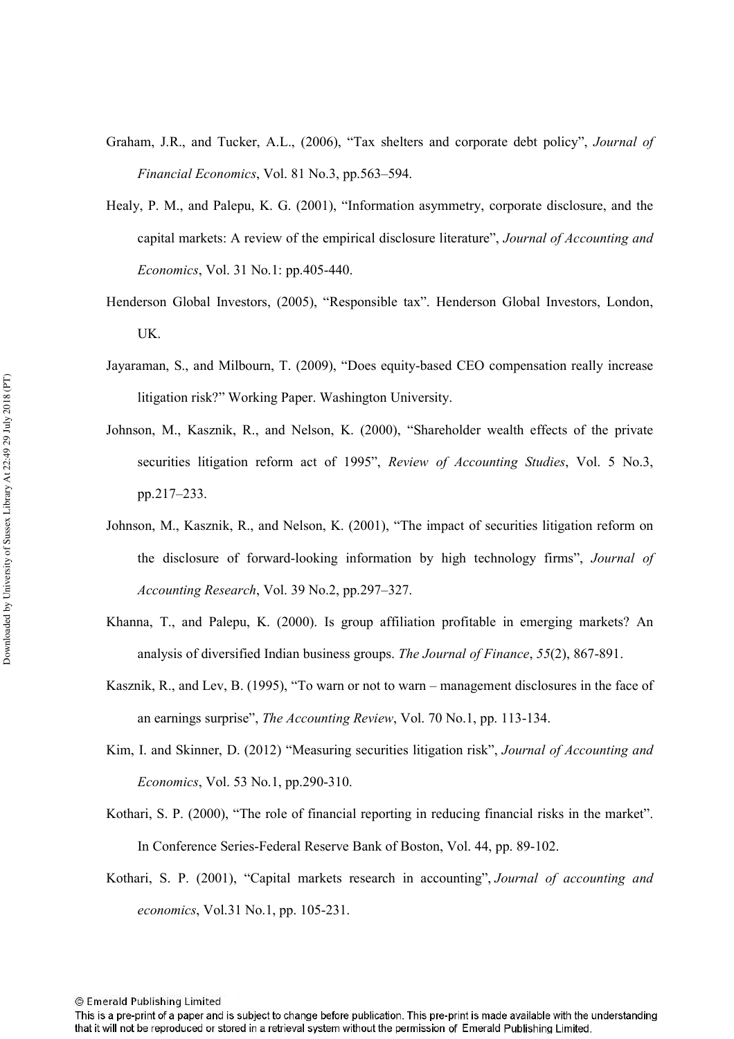Graham, J.R., and Tucker, A.L., (2006), "Tax shelters and corporate debt policy", *Journal of Financial Economics*, Vol. 81 No.3, pp.563–594.

Healy, P. M., and Palepu, K. G. (2001), "Information asymmetry, corporate disclosure, and the capital markets: A review of the empirical disclosure literature", *Journal of Accounting and Economics*, Vol. 31 No.1: pp.405-440.

Henderson Global Investors, (2005), "Responsible tax". Henderson Global Investors, London, UK.

Jayaraman, S., and Milbourn, T. (2009), "Does equity-based CEO compensation really increase litigation risk?" Working Paper. Washington University.

Johnson, M., Kasznik, R., and Nelson, K. (2000), "Shareholder wealth effects of the private securities litigation reform act of 1995", *Review of Accounting Studies*, Vol. 5 No.3, pp.217–233.

Johnson, M., Kasznik, R., and Nelson, K. (2001), "The impact of securities litigation reform on the disclosure of forward-looking information by high technology firms", *Journal of Accounting Research*, Vol. 39 No.2, pp.297–327.

Khanna, T., and Palepu, K. (2000). Is group affiliation profitable in emerging markets? An analysis of diversified Indian business groups. *The Journal of Finance*, *55*(2), 867-891.

Kasznik, R., and Lev, B. (1995), "To warn or not to warn – management disclosures in the face of an earnings surprise", *The Accounting Review*, Vol. 70 No.1, pp. 113-134.

Kim, I. and Skinner, D. (2012) "Measuring securities litigation risk", *Journal of Accounting and Economics*, Vol. 53 No.1, pp.290-310.

Kothari, S. P. (2000), "The role of financial reporting in reducing financial risks in the market". In Conference Series-Federal Reserve Bank of Boston, Vol. 44, pp. 89-102.

Kothari, S. P. (2001), "Capital markets research in accounting", *Journal of accounting and economics*, Vol.31 No.1, pp. 105-231.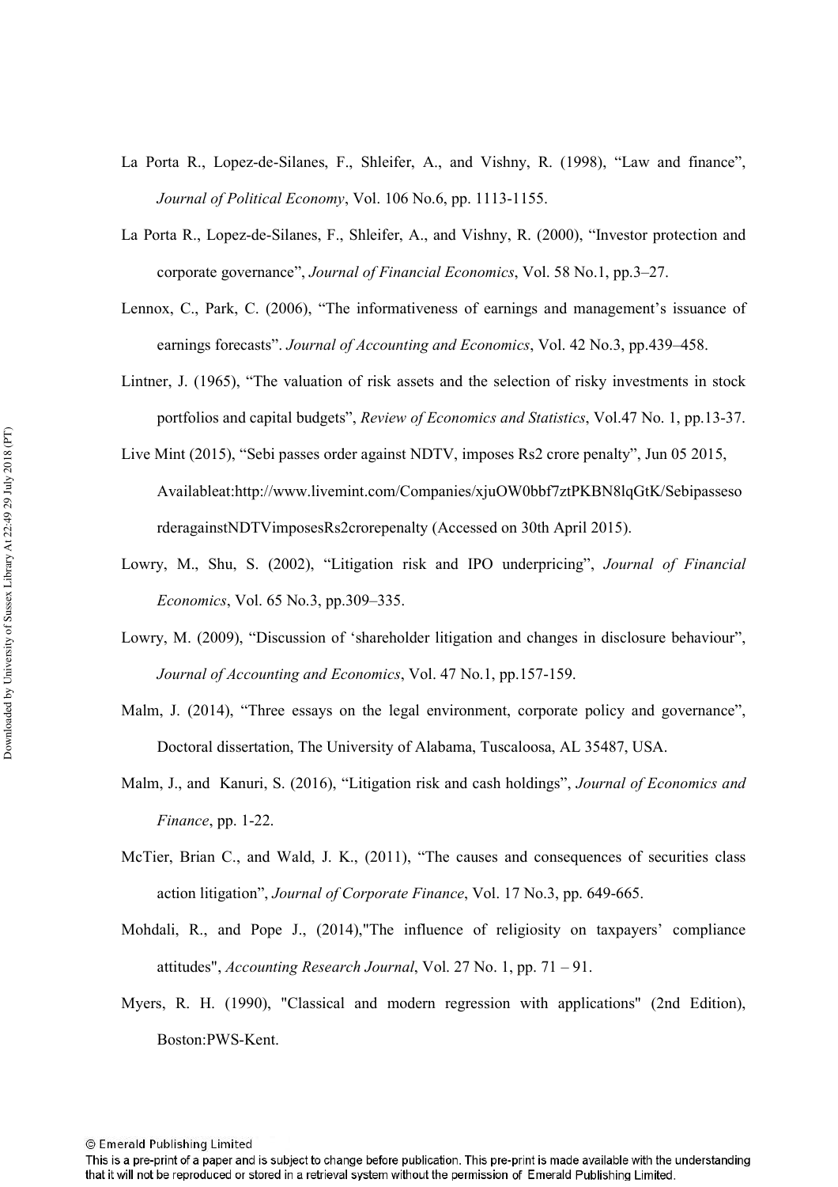La Porta R., Lopez-de-Silanes, F., Shleifer, A., and Vishny, R. (1998), “Law and finance”, *Journal of Political Economy*, Vol. 106 No.6, pp. 1113-1155.

La Porta R., Lopez-de-Silanes, F., Shleifer, A., and Vishny, R. (2000), “Investor protection and corporate governance”, *Journal of Financial Economics*, Vol. 58 No.1, pp.3–27.

Lennox, C., Park, C. (2006), “The informativeness of earnings and management’s issuance of earnings forecasts”. *Journal of Accounting and Economics*, Vol. 42 No.3, pp.439–458.

Lintner, J. (1965), “The valuation of risk assets and the selection of risky investments in stock portfolios and capital budgets”, *Review of Economics and Statistics*, Vol.47 No. 1, pp.13-37.

Live Mint (2015), “Sebi passes order against NDTV, imposes Rs2 crore penalty”, Jun 05 2015, Availableat:http://www.livemint.com/Companies/xjuOW0bbf7ztPKBN8lqGtK/SebipassesorderagainstNDTVimposesRs2crorepenalty (Accessed on 30th April 2015).

Lowry, M., Shu, S. (2002), “Litigation risk and IPO underpricing”, *Journal of Financial Economics*, Vol. 65 No.3, pp.309–335.

Lowry, M. (2009), “Discussion of ‘shareholder litigation and changes in disclosure behaviour”, *Journal of Accounting and Economics*, Vol. 47 No.1, pp.157-159.

Malm, J. (2014), “Three essays on the legal environment, corporate policy and governance”, Doctoral dissertation, The University of Alabama, Tuscaloosa, AL 35487, USA.

Malm, J., and Kanuri, S. (2016), “Litigation risk and cash holdings”, *Journal of Economics and Finance*, pp. 1-22.

McTier, Brian C., and Wald, J. K., (2011), “The causes and consequences of securities class action litigation”, *Journal of Corporate Finance*, Vol. 17 No.3, pp. 649-665.

Mohdali, R., and Pope J., (2014),"The influence of religiosity on taxpayers’ compliance attitudes", *Accounting Research Journal*, Vol. 27 No. 1, pp. 71 – 91.

Myers, R. H. (1990), "Classical and modern regression with applications" (2nd Edition), Boston:PWS-Kent.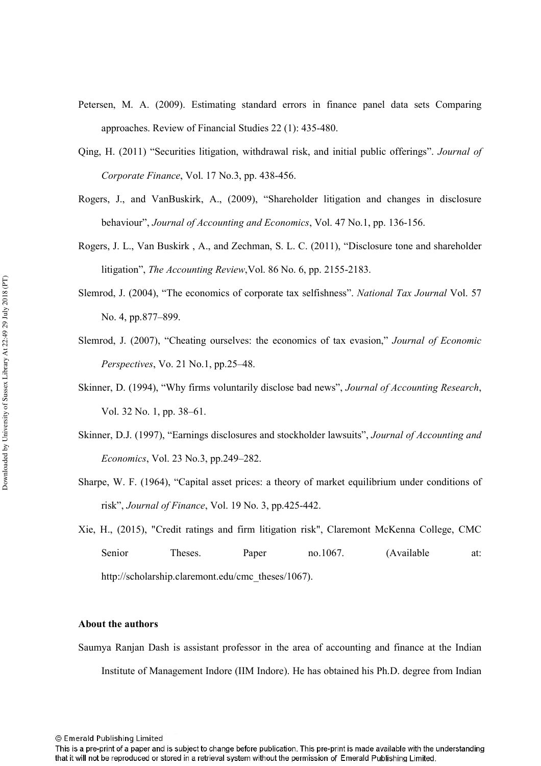Petersen, M. A. (2009). Estimating standard errors in finance panel data sets Comparing approaches. Review of Financial Studies 22 (1): 435-480.

Qing, H. (2011) "Securities litigation, withdrawal risk, and initial public offerings". *Journal of Corporate Finance*, Vol. 17 No.3, pp. 438-456.

Rogers, J., and VanBuskirk, A., (2009), "Shareholder litigation and changes in disclosure behaviour", *Journal of Accounting and Economics*, Vol. 47 No.1, pp. 136-156.

Rogers, J. L., Van Buskirk , A., and Zechman, S. L. C. (2011), "Disclosure tone and shareholder litigation", *The Accounting Review*,Vol. 86 No. 6, pp. 2155-2183.

Slemrod, J. (2004), "The economics of corporate tax selfishness". *National Tax Journal* Vol. 57 No. 4, pp.877–899.

Slemrod, J. (2007), "Cheating ourselves: the economics of tax evasion," *Journal of Economic Perspectives*, Vo. 21 No.1, pp.25–48.

Skinner, D. (1994), "Why firms voluntarily disclose bad news", *Journal of Accounting Research*, Vol. 32 No. 1, pp. 38–61.

Skinner, D.J. (1997), "Earnings disclosures and stockholder lawsuits", *Journal of Accounting and Economics*, Vol. 23 No.3, pp.249–282.

Sharpe, W. F. (1964), "Capital asset prices: a theory of market equilibrium under conditions of risk", *Journal of Finance*, Vol. 19 No. 3, pp.425-442.

Xie, H., (2015), "Credit ratings and firm litigation risk", Claremont McKenna College, CMC Senior Theses. Paper no.1067. (Available at: http://scholarship.claremont.edu/cmc_theses/1067).

**About the authors**

Saumya Ranjan Dash is assistant professor in the area of accounting and finance at the Indian Institute of Management Indore (IIM Indore). He has obtained his Ph.D. degree from Indian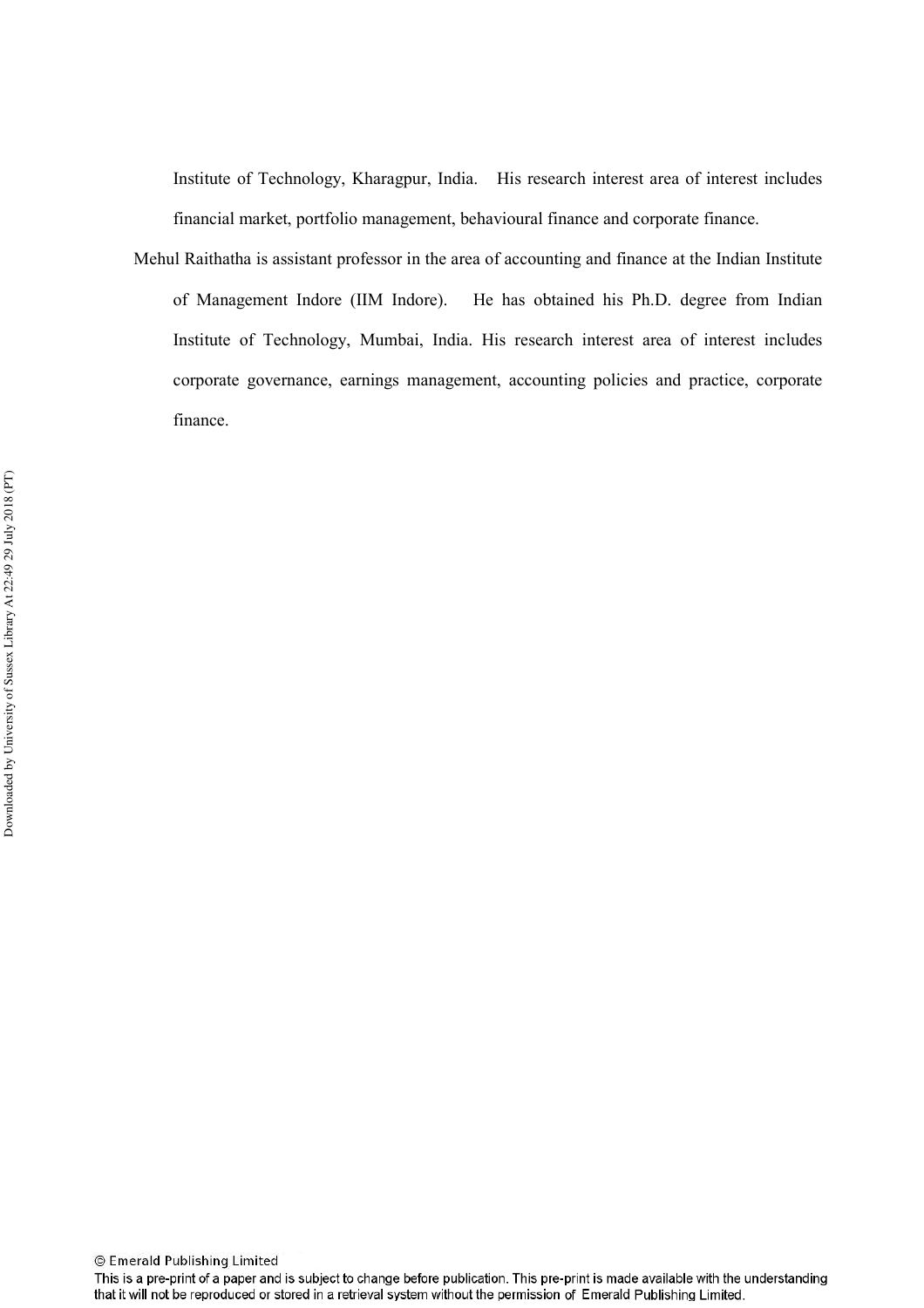Institute of Technology, Kharagpur, India. His research interest area of interest includes financial market, portfolio management, behavioural finance and corporate finance.

Mehul Raithatha is assistant professor in the area of accounting and finance at the Indian Institute of Management Indore (IIM Indore). He has obtained his Ph.D. degree from Indian Institute of Technology, Mumbai, India. His research interest area of interest includes corporate governance, earnings management, accounting policies and practice, corporate finance.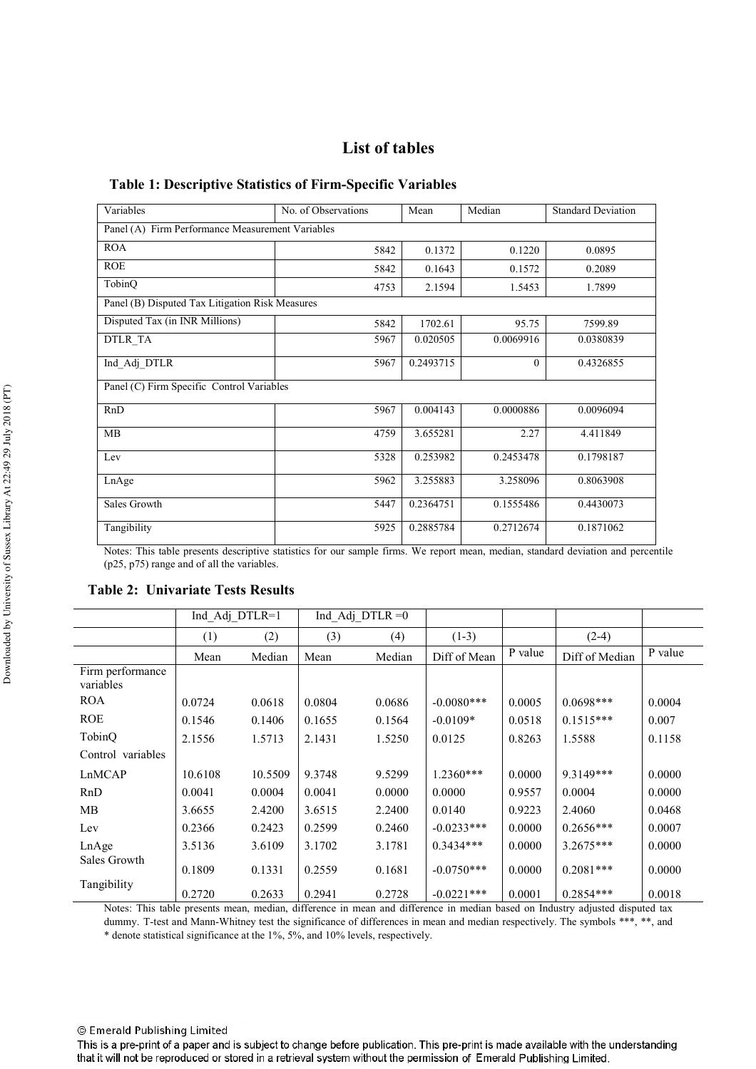## List of tables

### Table 1: Descriptive Statistics of Firm-Specific Variables

| Variables | No. of Observations | Mean | Median | Standard Deviation |
|---|---|---|---|---|
| Panel (A) Firm Performance Measurement Variables | | | | |
| ROA | 5842 | 0.1372 | 0.1220 | 0.0895 |
| ROE | 5842 | 0.1643 | 0.1572 | 0.2089 |
| TobinQ | 4753 | 2.1594 | 1.5453 | 1.7899 |
| Panel (B) Disputed Tax Litigation Risk Measures | | | | |
| Disputed Tax (in INR Millions) | 5842 | 1702.61 | 95.75 | 7599.89 |
| DTLR_TA | 5967 | 0.020505 | 0.0069916 | 0.0380839 |
| Ind_Adj_DTLR | 5967 | 0.2493715 | 0 | 0.4326855 |
| Panel (C) Firm Specific Control Variables | | | | |
| RnD | 5967 | 0.004143 | 0.0000886 | 0.0096094 |
| MB | 4759 | 3.655281 | 2.27 | 4.411849 |
| Lev | 5328 | 0.253982 | 0.2453478 | 0.1798187 |
| LnAge | 5962 | 3.255883 | 3.258096 | 0.8063908 |
| Sales Growth | 5447 | 0.2364751 | 0.1555486 | 0.4430073 |
| Tangibility | 5925 | 0.2885784 | 0.2712674 | 0.1871062 |

Notes: This table presents descriptive statistics for our sample firms. We report mean, median, standard deviation and percentile (p25, p75) range and of all the variables.

### Table 2: Univariate Tests Results

| | Ind_Adj_DTLR=1 | | Ind_Adj_DTLR =0 | | | | | |
|---|---|---|---|---|---|---|---|---|
| | (1) | (2) | (3) | (4) | (1-3) | | (2-4) | |
| | Mean | Median | Mean | Median | Diff of Mean | P value | Diff of Median | P value |
| Firm performance variables | | | | | | | | |
| ROA | 0.0724 | 0.0618 | 0.0804 | 0.0686 | -0.0080*** | 0.0005 | 0.0698*** | 0.0004 |
| ROE | 0.1546 | 0.1406 | 0.1655 | 0.1564 | -0.0109* | 0.0518 | 0.1515*** | 0.007 |
| TobinQ | 2.1556 | 1.5713 | 2.1431 | 1.5250 | 0.0125 | 0.8263 | 1.5588 | 0.1158 |
| Control variables | | | | | | | | |
| LnMCAP | 10.6108 | 10.5509 | 9.3748 | 9.5299 | 1.2360*** | 0.0000 | 9.3149*** | 0.0000 |
| RnD | 0.0041 | 0.0004 | 0.0041 | 0.0000 | 0.0000 | 0.9557 | 0.0004 | 0.0000 |
| MB | 3.6655 | 2.4200 | 3.6515 | 2.2400 | 0.0140 | 0.9223 | 2.4060 | 0.0468 |
| Lev | 0.2366 | 0.2423 | 0.2599 | 0.2460 | -0.0233*** | 0.0000 | 0.2656*** | 0.0007 |
| LnAge | 3.5136 | 3.6109 | 3.1702 | 3.1781 | 0.3434*** | 0.0000 | 3.2675*** | 0.0000 |
| Sales Growth | 0.1809 | 0.1331 | 0.2559 | 0.1681 | -0.0750*** | 0.0000 | 0.2081*** | 0.0000 |
| Tangibility | 0.2720 | 0.2633 | 0.2941 | 0.2728 | -0.0221*** | 0.0001 | 0.2854*** | 0.0018 |

Notes: This table presents mean, median, difference in mean and difference in median based on Industry adjusted disputed tax dummy. T-test and Mann-Whitney test the significance of differences in mean and median respectively. The symbols ***, **, and * denote statistical significance at the 1%, 5%, and 10% levels, respectively.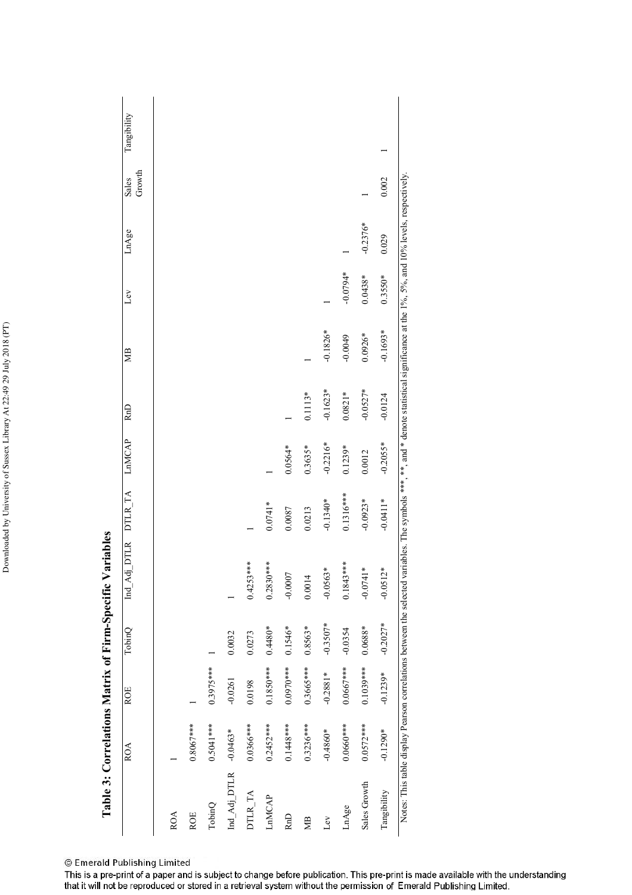**Table 3: Correlations Matrix of Firm-Specific Variables**

| | ROA | ROE | TobinQ | Ind_Adj_DTLR | DTLR_TA | LnMCAP | RnD | MB | Lev | LnAge | Sales Growth | Tangibility |
|---|---|---|---|---|---|---|---|---|---|---|---|---|
| ROA | 1 | | | | | | | | | | | |
| ROE | 0.8067*** | 1 | | | | | | | | | | |
| TobinQ | 0.5041*** | 0.3975*** | 1 | | | | | | | | | |
| Ind_Adj_DTLR | -0.0463* | -0.0261 | 0.0032 | 1 | | | | | | | | |
| DTLR_TA | 0.0366*** | 0.0198 | 0.0273 | 0.4253*** | 1 | | | | | | | |
| LnMCAP | 0.2452*** | 0.1850*** | 0.4480* | 0.2830*** | 0.0741* | 1 | | | | | | |
| RnD | 0.1448*** | 0.0970*** | 0.1546* | -0.0007 | 0.0087 | 0.0564* | 1 | | | | | |
| MB | 0.3236*** | 0.3665*** | 0.8563* | 0.0014 | 0.0213 | 0.3635* | 0.1113* | 1 | | | | |
| Lev | -0.4860* | -0.2881* | -0.3507* | -0.0563* | -0.1340* | -0.2216* | -0.1623* | -0.1826* | 1 | | | |
| LnAge | 0.0660*** | 0.0667*** | -0.0354 | 0.1843*** | 0.1316*** | 0.1239* | 0.0821* | -0.0049 | -0.0794* | 1 | | |
| Sales Growth | 0.0572*** | 0.1039*** | 0.0688* | -0.0741* | -0.0923* | 0.0012 | -0.0527* | 0.0926* | 0.0438* | -0.2376* | 1 | |
| Tangibility | -0.1290* | -0.1239* | -0.2027* | -0.0512* | -0.0411* | -0.2055* | -0.0124 | -0.1693* | 0.3550* | 0.029 | 0.002 | 1 |

Notes: This table display Pearson correlations between the selected variables. The symbols ***, **, and * denote statistical significance at the 1%, 5%, and 10% levels, respectively.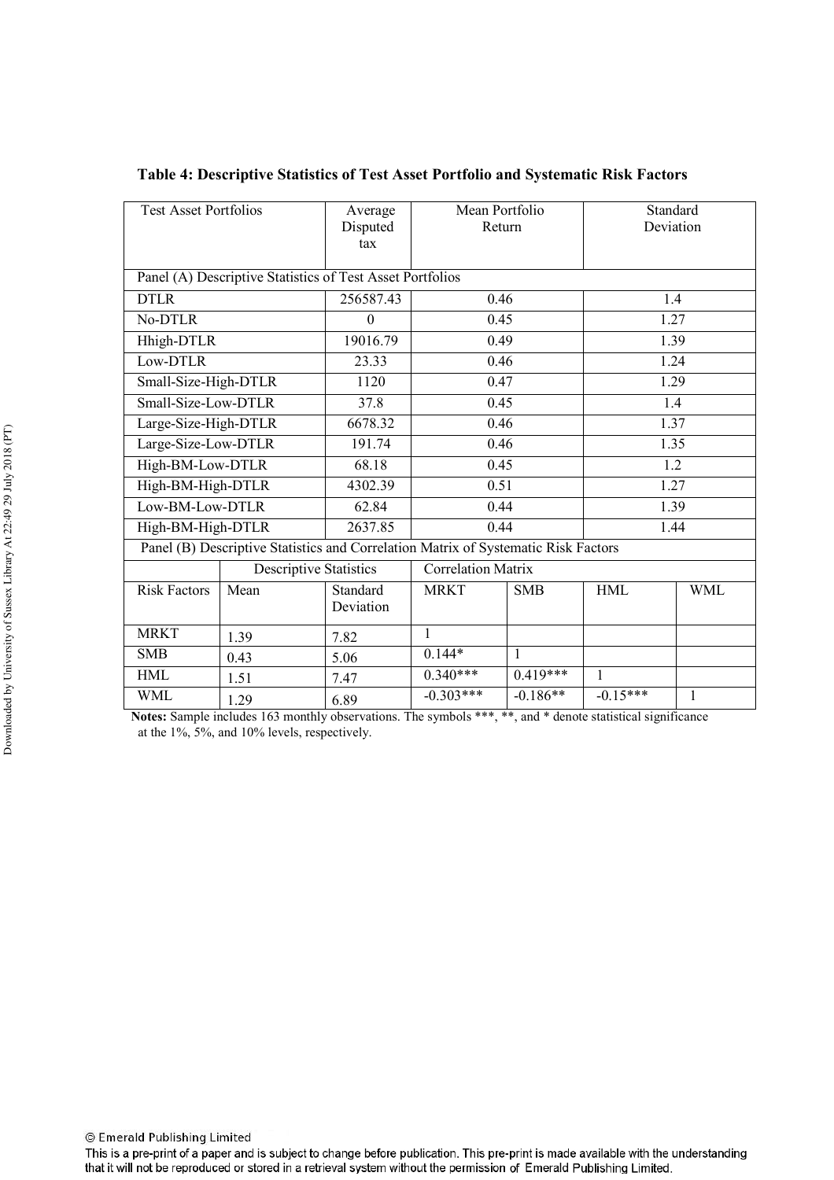**Table 4: Descriptive Statistics of Test Asset Portfolio and Systematic Risk Factors**

| Test Asset Portfolios | | Average Disputed tax | Mean Portfolio Return | | Standard Deviation | |
|---|---|---|---|---|---|---|
| Panel (A) Descriptive Statistics of Test Asset Portfolios | | | | | | |
| DTLR | | 256587.43 | 0.46 | | 1.4 | |
| No-DTLR | | 0 | 0.45 | | 1.27 | |
| Hhigh-DTLR | | 19016.79 | 0.49 | | 1.39 | |
| Low-DTLR | | 23.33 | 0.46 | | 1.24 | |
| Small-Size-High-DTLR | | 1120 | 0.47 | | 1.29 | |
| Small-Size-Low-DTLR | | 37.8 | 0.45 | | 1.4 | |
| Large-Size-High-DTLR | | 6678.32 | 0.46 | | 1.37 | |
| Large-Size-Low-DTLR | | 191.74 | 0.46 | | 1.35 | |
| High-BM-Low-DTLR | | 68.18 | 0.45 | | 1.2 | |
| High-BM-High-DTLR | | 4302.39 | 0.51 | | 1.27 | |
| Low-BM-Low-DTLR | | 62.84 | 0.44 | | 1.39 | |
| High-BM-High-DTLR | | 2637.85 | 0.44 | | 1.44 | |
| Panel (B) Descriptive Statistics and Correlation Matrix of Systematic Risk Factors | | | | | | |
| | Descriptive Statistics | | Correlation Matrix | | | |
| Risk Factors | Mean | Standard Deviation | MRKT | SMB | HML | WML |
| MRKT | 1.39 | 7.82 | 1 | | | |
| SMB | 0.43 | 5.06 | 0.144* | 1 | | |
| HML | 1.51 | 7.47 | 0.340*** | 0.419*** | 1 | |
| WML | 1.29 | 6.89 | -0.303*** | -0.186** | -0.15*** | 1 |

**Notes:** Sample includes 163 monthly observations. The symbols ***, **, and * denote statistical significance at the 1%, 5%, and 10% levels, respectively.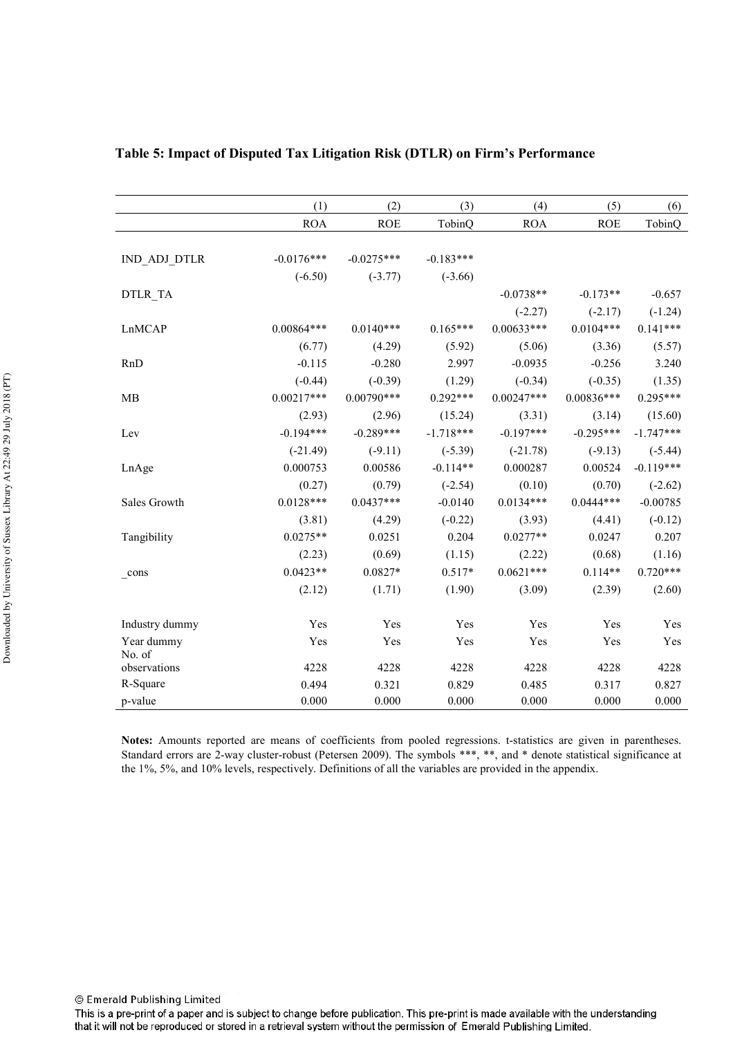**Table 5: Impact of Disputed Tax Litigation Risk (DTLR) on Firm's Performance**

| | (1) | (2) | (3) | (4) | (5) | (6) |
|---|---|---|---|---|---|---|
| | ROA | ROE | TobinQ | ROA | ROE | TobinQ |
| IND_ADJ_DTLR | -0.0176*** | -0.0275*** | -0.183*** | | | |
| | (-6.50) | (-3.77) | (-3.66) | | | |
| DTLR_TA | | | | -0.0738** | -0.173** | -0.657 |
| | | | | (-2.27) | (-2.17) | (-1.24) |
| LnMCAP | 0.00864*** | 0.0140*** | 0.165*** | 0.00633*** | 0.0104*** | 0.141*** |
| | (6.77) | (4.29) | (5.92) | (5.06) | (3.36) | (5.57) |
| RnD | -0.115 | -0.280 | 2.997 | -0.0935 | -0.256 | 3.240 |
| | (-0.44) | (-0.39) | (1.29) | (-0.34) | (-0.35) | (1.35) |
| MB | 0.00217*** | 0.00790*** | 0.292*** | 0.00247*** | 0.00836*** | 0.295*** |
| | (2.93) | (2.96) | (15.24) | (3.31) | (3.14) | (15.60) |
| Lev | -0.194*** | -0.289*** | -1.718*** | -0.197*** | -0.295*** | -1.747*** |
| | (-21.49) | (-9.11) | (-5.39) | (-21.78) | (-9.13) | (-5.44) |
| LnAge | 0.000753 | 0.00586 | -0.114** | 0.000287 | 0.00524 | -0.119*** |
| | (0.27) | (0.79) | (-2.54) | (0.10) | (0.70) | (-2.62) |
| Sales Growth | 0.0128*** | 0.0437*** | -0.0140 | 0.0134*** | 0.0444*** | -0.00785 |
| | (3.81) | (4.29) | (-0.22) | (3.93) | (4.41) | (-0.12) |
| Tangibility | 0.0275** | 0.0251 | 0.204 | 0.0277** | 0.0247 | 0.207 |
| | (2.23) | (0.69) | (1.15) | (2.22) | (0.68) | (1.16) |
| _cons | 0.0423** | 0.0827* | 0.517* | 0.0621*** | 0.114** | 0.720*** |
| | (2.12) | (1.71) | (1.90) | (3.09) | (2.39) | (2.60) |
| Industry dummy | Yes | Yes | Yes | Yes | Yes | Yes |
| Year dummy | Yes | Yes | Yes | Yes | Yes | Yes |
| No. of observations | 4228 | 4228 | 4228 | 4228 | 4228 | 4228 |
| R-Square | 0.494 | 0.321 | 0.829 | 0.485 | 0.317 | 0.827 |
| p-value | 0.000 | 0.000 | 0.000 | 0.000 | 0.000 | 0.000 |

**Notes:** Amounts reported are means of coefficients from pooled regressions. t-statistics are given in parentheses. Standard errors are 2-way cluster-robust (Petersen 2009). The symbols ***, **, and * denote statistical significance at the 1%, 5%, and 10% levels, respectively. Definitions of all the variables are provided in the appendix.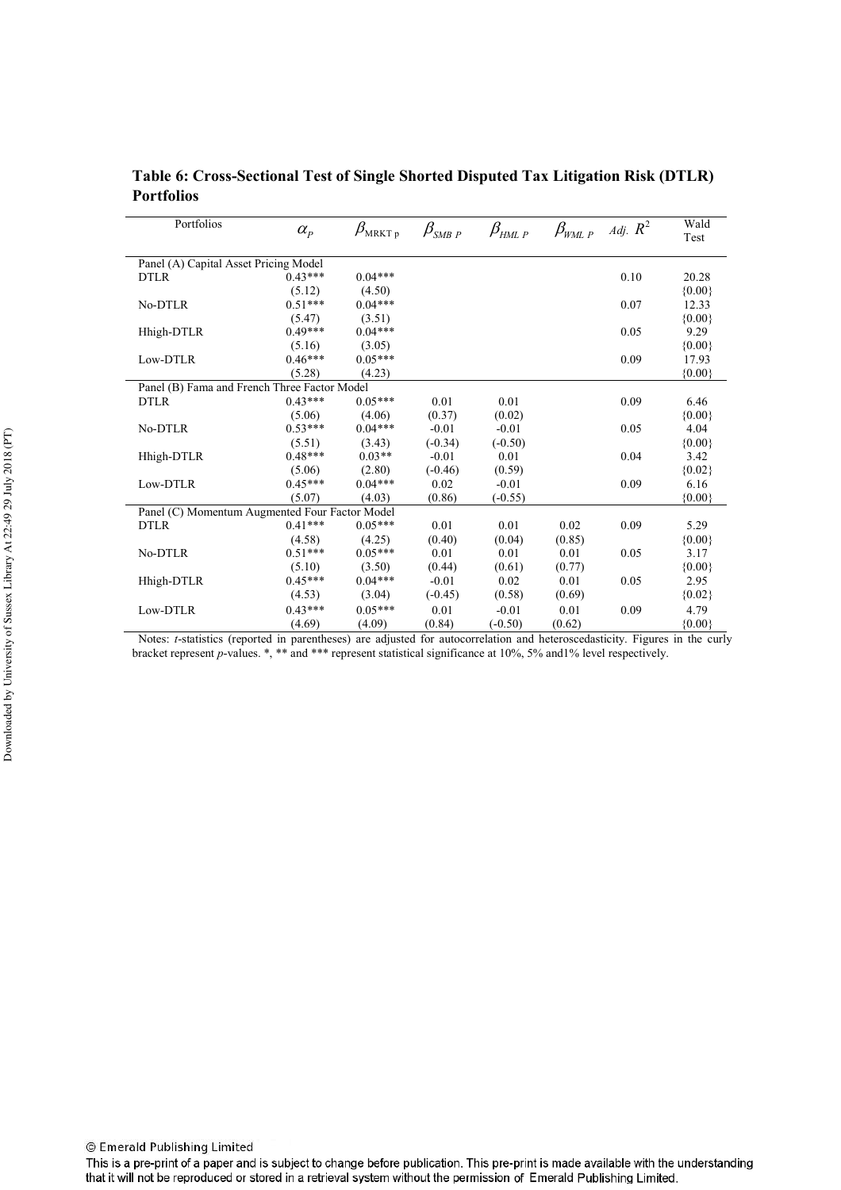**Table 6: Cross-Sectional Test of Single Shorted Disputed Tax Litigation Risk (DTLR) Portfolios**

| Portfolios | $\alpha_P$ | $\beta_{MRKT\,p}$ | $\beta_{SMB\ P}$ | $\beta_{HML\ P}$ | $\beta_{WML\ P}$ | *Adj.* $R^2$ | Wald Test |
|---|---|---|---|---|---|---|---|
| Panel (A) Capital Asset Pricing Model | | | | | | | |
| DTLR | 0.43*** | 0.04*** | | | | 0.10 | 20.28 |
| | (5.12) | (4.50) | | | | | {0.00} |
| No-DTLR | 0.51*** | 0.04*** | | | | 0.07 | 12.33 |
| | (5.47) | (3.51) | | | | | {0.00} |
| Hhigh-DTLR | 0.49*** | 0.04*** | | | | 0.05 | 9.29 |
| | (5.16) | (3.05) | | | | | {0.00} |
| Low-DTLR | 0.46*** | 0.05*** | | | | 0.09 | 17.93 |
| | (5.28) | (4.23) | | | | | {0.00} |
| Panel (B) Fama and French Three Factor Model | | | | | | | |
| DTLR | 0.43*** | 0.05*** | 0.01 | 0.01 | | 0.09 | 6.46 |
| | (5.06) | (4.06) | (0.37) | (0.02) | | | {0.00} |
| No-DTLR | 0.53*** | 0.04*** | -0.01 | -0.01 | | 0.05 | 4.04 |
| | (5.51) | (3.43) | (-0.34) | (-0.50) | | | {0.00} |
| Hhigh-DTLR | 0.48*** | 0.03** | -0.01 | 0.01 | | 0.04 | 3.42 |
| | (5.06) | (2.80) | (-0.46) | (0.59) | | | {0.02} |
| Low-DTLR | 0.45*** | 0.04*** | 0.02 | -0.01 | | 0.09 | 6.16 |
| | (5.07) | (4.03) | (0.86) | (-0.55) | | | {0.00} |
| Panel (C) Momentum Augmented Four Factor Model | | | | | | | |
| DTLR | 0.41*** | 0.05*** | 0.01 | 0.01 | 0.02 | 0.09 | 5.29 |
| | (4.58) | (4.25) | (0.40) | (0.04) | (0.85) | | {0.00} |
| No-DTLR | 0.51*** | 0.05*** | 0.01 | 0.01 | 0.01 | 0.05 | 3.17 |
| | (5.10) | (3.50) | (0.44) | (0.61) | (0.77) | | {0.00} |
| Hhigh-DTLR | 0.45*** | 0.04*** | -0.01 | 0.02 | 0.01 | 0.05 | 2.95 |
| | (4.53) | (3.04) | (-0.45) | (0.58) | (0.69) | | {0.02} |
| Low-DTLR | 0.43*** | 0.05*** | 0.01 | -0.01 | 0.01 | 0.09 | 4.79 |
| | (4.69) | (4.09) | (0.84) | (-0.50) | (0.62) | | {0.00} |

Notes: *t*-statistics (reported in parentheses) are adjusted for autocorrelation and heteroscedasticity. Figures in the curly bracket represent *p*-values. *, ** and *** represent statistical significance at 10%, 5% and1% level respectively.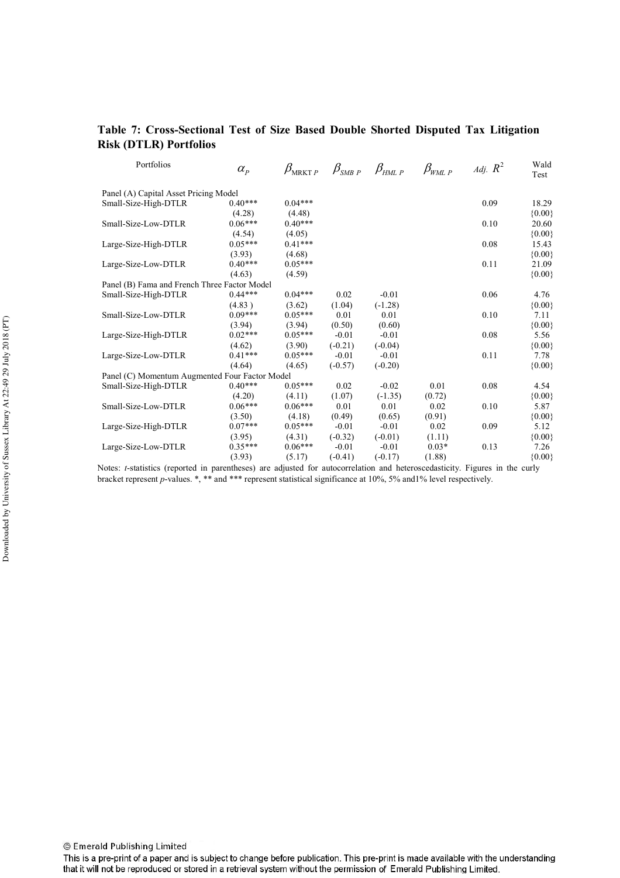**Table 7: Cross-Sectional Test of Size Based Double Shorted Disputed Tax Litigation Risk (DTLR) Portfolios**

| Portfolios | $\alpha_P$ | $\beta_{MRKT\ P}$ | $\beta_{SMB\ P}$ | $\beta_{HML\ P}$ | $\beta_{WML\ P}$ | *Adj.* $R^2$ | Wald Test |
|---|---|---|---|---|---|---|---|
| Panel (A) Capital Asset Pricing Model | | | | | | | |
| Small-Size-High-DTLR | 0.40*** | 0.04*** | | | | 0.09 | 18.29 |
| | (4.28) | (4.48) | | | | | {0.00} |
| Small-Size-Low-DTLR | 0.06*** | 0.40*** | | | | 0.10 | 20.60 |
| | (4.54) | (4.05) | | | | | {0.00} |
| Large-Size-High-DTLR | 0.05*** | 0.41*** | | | | 0.08 | 15.43 |
| | (3.93) | (4.68) | | | | | {0.00} |
| Large-Size-Low-DTLR | 0.40*** | 0.05*** | | | | 0.11 | 21.09 |
| | (4.63) | (4.59) | | | | | {0.00} |
| Panel (B) Fama and French Three Factor Model | | | | | | | |
| Small-Size-High-DTLR | 0.44*** | 0.04*** | 0.02 | -0.01 | | 0.06 | 4.76 |
| | (4.83 ) | (3.62) | (1.04) | (-1.28) | | | {0.00} |
| Small-Size-Low-DTLR | 0.09*** | 0.05*** | 0.01 | 0.01 | | 0.10 | 7.11 |
| | (3.94) | (3.94) | (0.50) | (0.60) | | | {0.00} |
| Large-Size-High-DTLR | 0.02*** | 0.05*** | -0.01 | -0.01 | | 0.08 | 5.56 |
| | (4.62) | (3.90) | (-0.21) | (-0.04) | | | {0.00} |
| Large-Size-Low-DTLR | 0.41*** | 0.05*** | -0.01 | -0.01 | | 0.11 | 7.78 |
| | (4.64) | (4.65) | (-0.57) | (-0.20) | | | {0.00} |
| Panel (C) Momentum Augmented Four Factor Model | | | | | | | |
| Small-Size-High-DTLR | 0.40*** | 0.05*** | 0.02 | -0.02 | 0.01 | 0.08 | 4.54 |
| | (4.20) | (4.11) | (1.07) | (-1.35) | (0.72) | | {0.00} |
| Small-Size-Low-DTLR | 0.06*** | 0.06*** | 0.01 | 0.01 | 0.02 | 0.10 | 5.87 |
| | (3.50) | (4.18) | (0.49) | (0.65) | (0.91) | | {0.00} |
| Large-Size-High-DTLR | 0.07*** | 0.05*** | -0.01 | -0.01 | 0.02 | 0.09 | 5.12 |
| | (3.95) | (4.31) | (-0.32) | (-0.01) | (1.11) | | {0.00} |
| Large-Size-Low-DTLR | 0.35*** | 0.06*** | -0.01 | -0.01 | 0.03* | 0.13 | 7.26 |
| | (3.93) | (5.17) | (-0.41) | (-0.17) | (1.88) | | {0.00} |

Notes: *t*-statistics (reported in parentheses) are adjusted for autocorrelation and heteroscedasticity. Figures in the curly bracket represent *p*-values. *, ** and *** represent statistical significance at 10%, 5% and1% level respectively.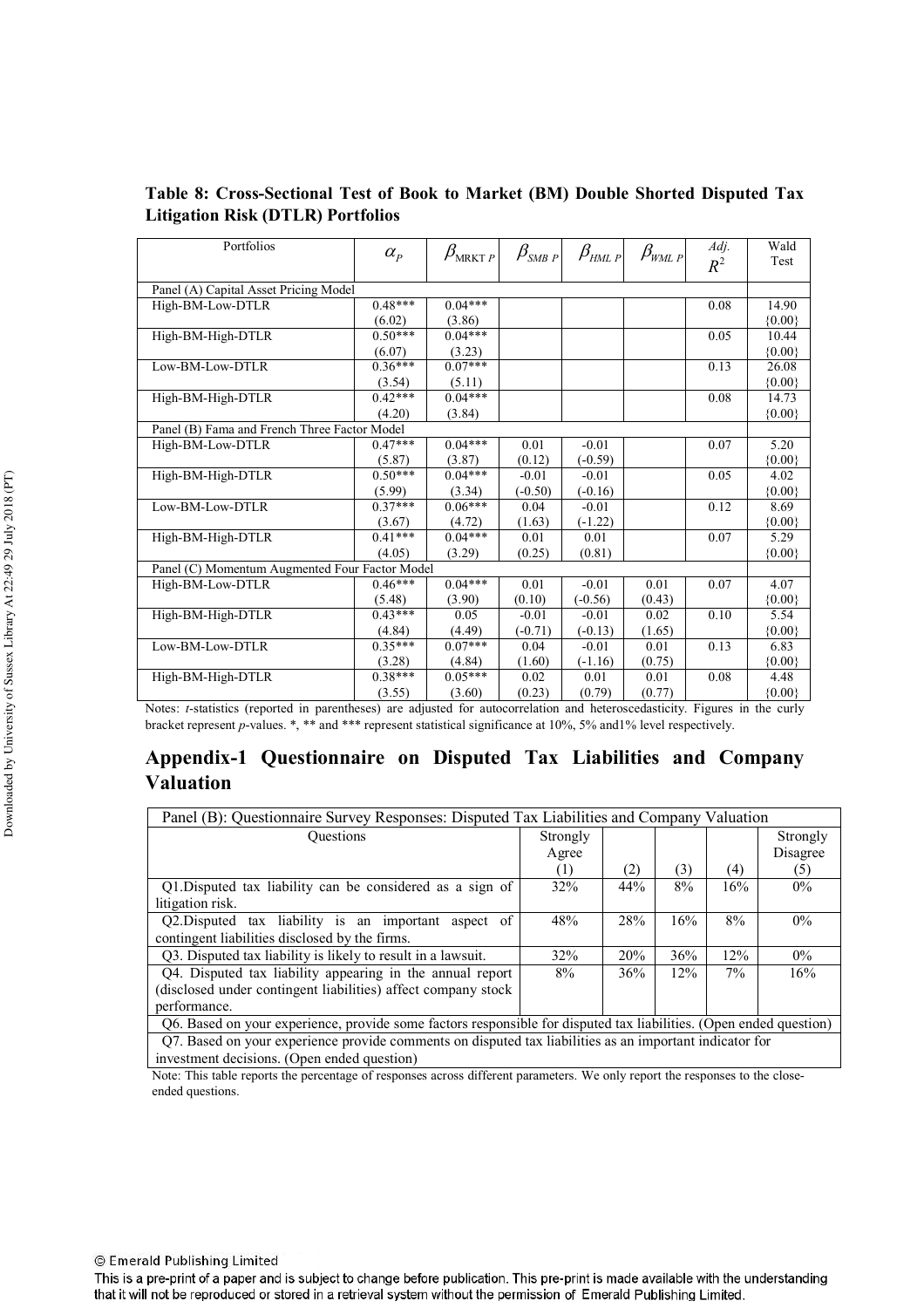**Table 8: Cross-Sectional Test of Book to Market (BM) Double Shorted Disputed Tax Litigation Risk (DTLR) Portfolios**

| Portfolios | $\alpha_P$ | $\beta_{MRKT\ P}$ | $\beta_{SMB\ P}$ | $\beta_{HML\ P}$ | $\beta_{WML\ P}$ | Adj. $R^2$ | Wald Test |
|---|---|---|---|---|---|---|---|
| Panel (A) Capital Asset Pricing Model | | | | | | | |
| High-BM-Low-DTLR | 0.48*** (6.02) | 0.04*** (3.86) | | | | 0.08 | 14.90 {0.00} |
| High-BM-High-DTLR | 0.50*** (6.07) | 0.04*** (3.23) | | | | 0.05 | 10.44 {0.00} |
| Low-BM-Low-DTLR | 0.36*** (3.54) | 0.07*** (5.11) | | | | 0.13 | 26.08 {0.00} |
| High-BM-High-DTLR | 0.42*** (4.20) | 0.04*** (3.84) | | | | 0.08 | 14.73 {0.00} |
| Panel (B) Fama and French Three Factor Model | | | | | | | |
| High-BM-Low-DTLR | 0.47*** (5.87) | 0.04*** (3.87) | 0.01 (0.12) | -0.01 (-0.59) | | 0.07 | 5.20 {0.00} |
| High-BM-High-DTLR | 0.50*** (5.99) | 0.04*** (3.34) | -0.01 (-0.50) | -0.01 (-0.16) | | 0.05 | 4.02 {0.00} |
| Low-BM-Low-DTLR | 0.37*** (3.67) | 0.06*** (4.72) | 0.04 (1.63) | -0.01 (-1.22) | | 0.12 | 8.69 {0.00} |
| High-BM-High-DTLR | 0.41*** (4.05) | 0.04*** (3.29) | 0.01 (0.25) | 0.01 (0.81) | | 0.07 | 5.29 {0.00} |
| Panel (C) Momentum Augmented Four Factor Model | | | | | | | |
| High-BM-Low-DTLR | 0.46*** (5.48) | 0.04*** (3.90) | 0.01 (0.10) | -0.01 (-0.56) | 0.01 (0.43) | 0.07 | 4.07 {0.00} |
| High-BM-High-DTLR | 0.43*** (4.84) | 0.05 (4.49) | -0.01 (-0.71) | -0.01 (-0.13) | 0.02 (1.65) | 0.10 | 5.54 {0.00} |
| Low-BM-Low-DTLR | 0.35*** (3.28) | 0.07*** (4.84) | 0.04 (1.60) | -0.01 (-1.16) | 0.01 (0.75) | 0.13 | 6.83 {0.00} |
| High-BM-High-DTLR | 0.38*** (3.55) | 0.05*** (3.60) | 0.02 (0.23) | 0.01 (0.79) | 0.01 (0.77) | 0.08 | 4.48 {0.00} |

Notes: *t*-statistics (reported in parentheses) are adjusted for autocorrelation and heteroscedasticity. Figures in the curly bracket represent *p*-values. *, ** and *** represent statistical significance at 10%, 5% and1% level respectively.

## Appendix-1 Questionnaire on Disputed Tax Liabilities and Company Valuation

| Panel (B): Questionnaire Survey Responses: Disputed Tax Liabilities and Company Valuation | | | | | |
|---|---|---|---|---|---|
| Questions | Strongly Agree (1) | (2) | (3) | (4) | Strongly Disagree (5) |
| Q1.Disputed tax liability can be considered as a sign of litigation risk. | 32% | 44% | 8% | 16% | 0% |
| Q2.Disputed tax liability is an important aspect of contingent liabilities disclosed by the firms. | 48% | 28% | 16% | 8% | 0% |
| Q3. Disputed tax liability is likely to result in a lawsuit. | 32% | 20% | 36% | 12% | 0% |
| Q4. Disputed tax liability appearing in the annual report (disclosed under contingent liabilities) affect company stock performance. | 8% | 36% | 12% | 7% | 16% |
| Q6. Based on your experience, provide some factors responsible for disputed tax liabilities. (Open ended question) | | | | | |
| Q7. Based on your experience provide comments on disputed tax liabilities as an important indicator for investment decisions. (Open ended question) | | | | | |

Note: This table reports the percentage of responses across different parameters. We only report the responses to the close-ended questions.